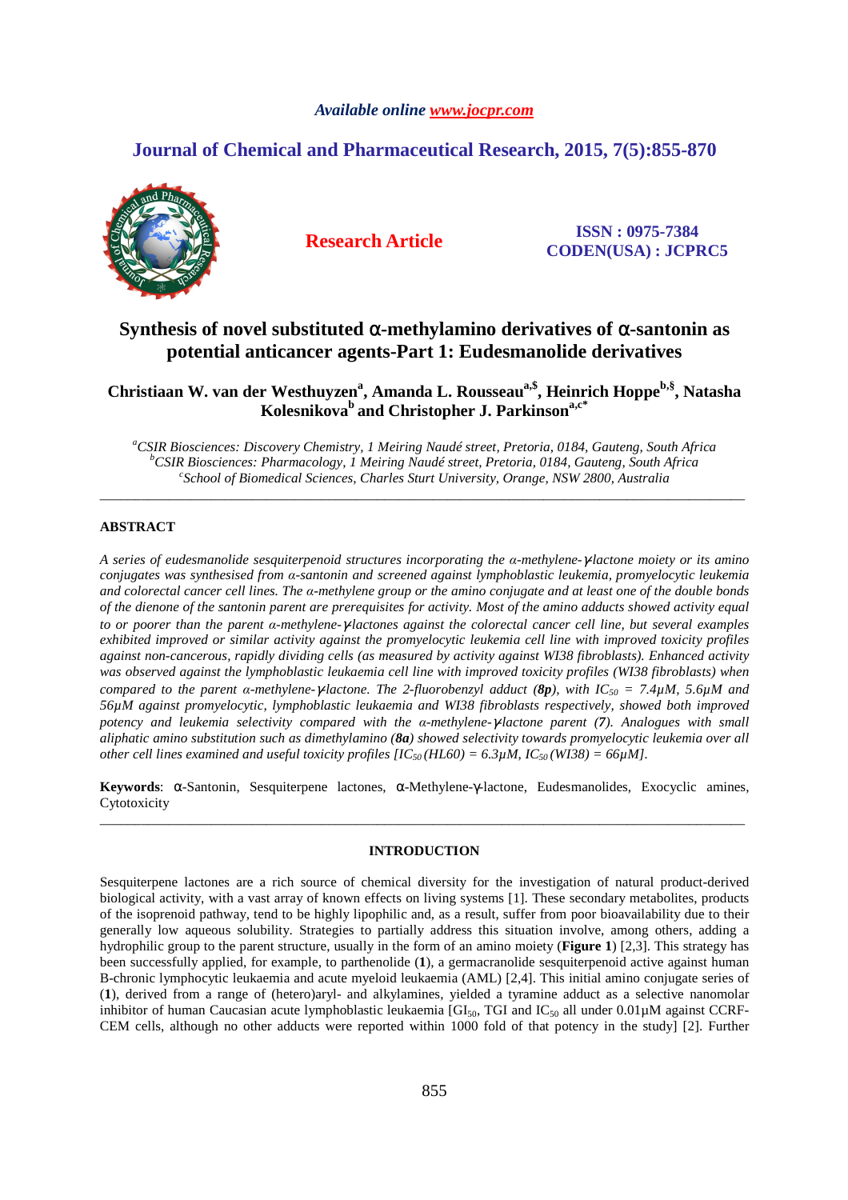*Available online www.jocpr.com*

## Journal of Chemical and Pharmaceutical Research, 2015, 7(5):855-870

**Research Article**

**ISSN : 0975-7384**
**CODEN(USA) : JCPRC5**

# Synthesis of novel substituted α-methylamino derivatives of α-santonin as potential anticancer agents-Part 1: Eudesmanolide derivatives

**Christiaan W. van der Westhuyzen[a], Amanda L. Rousseau[a,$], Heinrich Hoppe[b,§], Natasha Kolesnikova[b] and Christopher J. Parkinson[a,c*]**

*[a]CSIR Biosciences: Discovery Chemistry, 1 Meiring Naudé street, Pretoria, 0184, Gauteng, South Africa*
*[b]CSIR Biosciences: Pharmacology, 1 Meiring Naudé street, Pretoria, 0184, Gauteng, South Africa*
*[c]School of Biomedical Sciences, Charles Sturt University, Orange, NSW 2800, Australia*

---

## ABSTRACT

*A series of eudesmanolide sesquiterpenoid structures incorporating the α-methylene-γ-lactone moiety or its amino conjugates was synthesised from α-santonin and screened against lymphoblastic leukemia, promyelocytic leukemia and colorectal cancer cell lines. The α-methylene group or the amino conjugate and at least one of the double bonds of the dienone of the santonin parent are prerequisites for activity. Most of the amino adducts showed activity equal to or poorer than the parent α-methylene-γ-lactones against the colorectal cancer cell line, but several examples exhibited improved or similar activity against the promyelocytic leukemia cell line with improved toxicity profiles against non-cancerous, rapidly dividing cells (as measured by activity against WI38 fibroblasts). Enhanced activity was observed against the lymphoblastic leukaemia cell line with improved toxicity profiles (WI38 fibroblasts) when compared to the parent α-methylene-γ-lactone. The 2-fluorobenzyl adduct (**8p**), with $IC_{50}$ = 7.4μM, 5.6μM and 56μM against promyelocytic, lymphoblastic leukaemia and WI38 fibroblasts respectively, showed both improved potency and leukemia selectivity compared with the α-methylene-γ-lactone parent (**7**). Analogues with small aliphatic amino substitution such as dimethylamino (**8a**) showed selectivity towards promyelocytic leukemia over all other cell lines examined and useful toxicity profiles [$IC_{50}$ (HL60) = 6.3μM, $IC_{50}$ (WI38) = 66μM].*

**Keywords**: α-Santonin, Sesquiterpene lactones, α-Methylene-γ-lactone, Eudesmanolides, Exocyclic amines, Cytotoxicity

---

## INTRODUCTION

Sesquiterpene lactones are a rich source of chemical diversity for the investigation of natural product-derived biological activity, with a vast array of known effects on living systems [1]. These secondary metabolites, products of the isoprenoid pathway, tend to be highly lipophilic and, as a result, suffer from poor bioavailability due to their generally low aqueous solubility. Strategies to partially address this situation involve, among others, adding a hydrophilic group to the parent structure, usually in the form of an amino moiety (**Figure 1**) [2,3]. This strategy has been successfully applied, for example, to parthenolide (**1**), a germacranolide sesquiterpenoid active against human B-chronic lymphocytic leukaemia and acute myeloid leukaemia (AML) [2,4]. This initial amino conjugate series of (**1**), derived from a range of (hetero)aryl- and alkylamines, yielded a tyramine adduct as a selective nanomolar inhibitor of human Caucasian acute lymphoblastic leukaemia [$GI_{50}$, TGI and $IC_{50}$ all under 0.01μM against CCRF-CEM cells, although no other adducts were reported within 1000 fold of that potency in the study] [2]. Further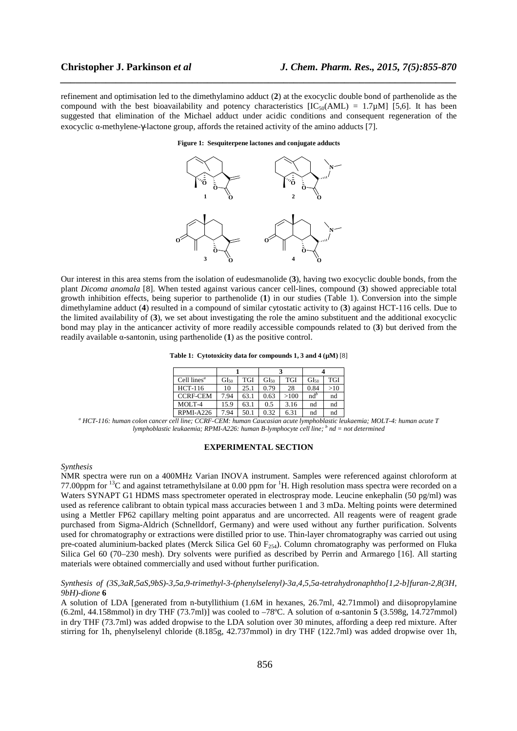refinement and optimisation led to the dimethylamino adduct (**2**) at the exocyclic double bond of parthenolide as the compound with the best bioavailability and potency characteristics [$IC_{50}$(AML) = 1.7μM] [5,6]. It has been suggested that elimination of the Michael adduct under acidic conditions and consequent regeneration of the exocyclic α-methylene-γ-lactone group, affords the retained activity of the amino adducts [7].

**Figure 1: Sesquiterpene lactones and conjugate adducts**

Our interest in this area stems from the isolation of eudesmanolide (**3**), having two exocyclic double bonds, from the plant *Dicoma anomala* [8]. When tested against various cancer cell-lines, compound (**3**) showed appreciable total growth inhibition effects, being superior to parthenolide (**1**) in our studies (Table 1). Conversion into the simple dimethylamine adduct (**4**) resulted in a compound of similar cytostatic activity to (**3**) against HCT-116 cells. Due to the limited availability of (**3**), we set about investigating the role the amino substituent and the additional exocyclic bond may play in the anticancer activity of more readily accessible compounds related to (**3**) but derived from the readily available α-santonin, using parthenolide (**1**) as the positive control.

**Table 1: Cytotoxicity data for compounds 1, 3 and 4 (μM)** [8]

| | **1** | | **3** | | **4** | |
|---|---|---|---|---|---|---|
| Cell lines[a] | $GI_{50}$ | TGI | $GI_{50}$ | TGI | $GI_{50}$ | TGI |
| HCT-116 | 10 | 25.1 | 0.79 | 28 | 0.84 | >10 |
| CCRF-CEM | 7.94 | 63.1 | 0.63 | >100 | nd[b] | nd |
| MOLT-4 | 15.9 | 63.1 | 0.5 | 3.16 | nd | nd |
| RPMI-A226 | 7.94 | 50.1 | 0.32 | 6.31 | nd | nd |

[a] *HCT-116: human colon cancer cell line; CCRF-CEM: human Caucasian acute lymphoblastic leukaemia; MOLT-4: human acute T lymphoblastic leukaemia; RPMI-A226: human B-lymphocyte cell line;* [b] *nd = not determined*

## EXPERIMENTAL SECTION

*Synthesis*

NMR spectra were run on a 400MHz Varian INOVA instrument. Samples were referenced against chloroform at 77.00ppm for $^{13}C$ and against tetramethylsilane at 0.00 ppm for $^{1}H$. High resolution mass spectra were recorded on a Waters SYNAPT G1 HDMS mass spectrometer operated in electrospray mode. Leucine enkephalin (50 pg/ml) was used as reference calibrant to obtain typical mass accuracies between 1 and 3 mDa. Melting points were determined using a Mettler FP62 capillary melting point apparatus and are uncorrected. All reagents were of reagent grade purchased from Sigma-Aldrich (Schnelldorf, Germany) and were used without any further purification. Solvents used for chromatography or extractions were distilled prior to use. Thin-layer chromatography was carried out using pre-coated aluminium-backed plates (Merck Silica Gel 60 $F_{254}$). Column chromatography was performed on Fluka Silica Gel 60 (70–230 mesh). Dry solvents were purified as described by Perrin and Armarego [16]. All starting materials were obtained commercially and used without further purification.

*Synthesis of (3S,3aR,5aS,9bS)-3,5a,9-trimethyl-3-(phenylselenyl)-3a,4,5,5a-tetrahydronaphtho[1,2-b]furan-2,8(3H, 9bH)-dione* **6**

A solution of LDA [generated from n-butyllithium (1.6M in hexanes, 26.7ml, 42.71mmol) and diisopropylamine (6.2ml, 44.158mmol) in dry THF (73.7ml)] was cooled to –78ºC. A solution of α-santonin **5** (3.598g, 14.727mmol) in dry THF (73.7ml) was added dropwise to the LDA solution over 30 minutes, affording a deep red mixture. After stirring for 1h, phenylselenyl chloride (8.185g, 42.737mmol) in dry THF (122.7ml) was added dropwise over 1h,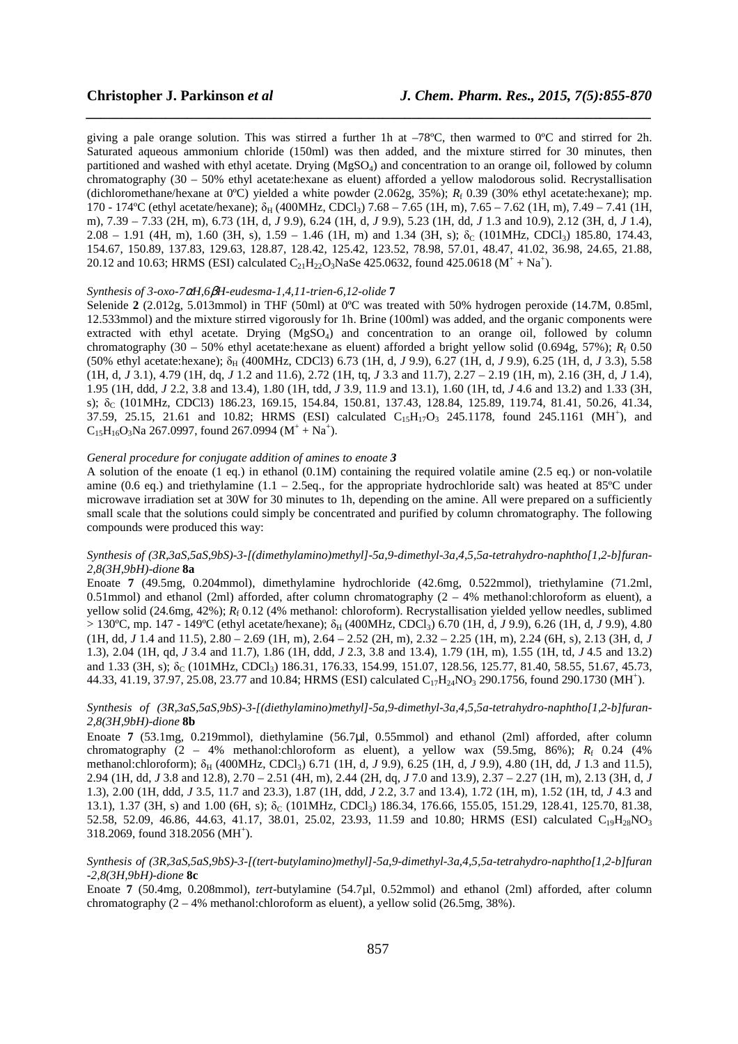giving a pale orange solution. This was stirred a further 1h at –78ºC, then warmed to 0ºC and stirred for 2h. Saturated aqueous ammonium chloride (150ml) was then added, and the mixture stirred for 30 minutes, then partitioned and washed with ethyl acetate. Drying ($MgSO_4$) and concentration to an orange oil, followed by column chromatography (30 – 50% ethyl acetate:hexane as eluent) afforded a yellow malodorous solid. Recrystallisation (dichloromethane/hexane at 0ºC) yielded a white powder (2.062g, 35%); $R_f$ 0.39 (30% ethyl acetate:hexane); mp. 170 - 174ºC (ethyl acetate/hexane); $\delta_H$ (400MHz, $CDCl_3$) 7.68 – 7.65 (1H, m), 7.65 – 7.62 (1H, m), 7.49 – 7.41 (1H, m), 7.39 – 7.33 (2H, m), 6.73 (1H, d, *J* 9.9), 6.24 (1H, d, *J* 9.9), 5.23 (1H, dd, *J* 1.3 and 10.9), 2.12 (3H, d, *J* 1.4), 2.08 – 1.91 (4H, m), 1.60 (3H, s), 1.59 – 1.46 (1H, m) and 1.34 (3H, s); $\delta_C$ (101MHz, $CDCl_3$) 185.80, 174.43, 154.67, 150.89, 137.83, 129.63, 128.87, 128.42, 125.42, 123.52, 78.98, 57.01, 48.47, 41.02, 36.98, 24.65, 21.88, 20.12 and 10.63; HRMS (ESI) calculated $C_{21}H_{22}O_3NaSe$ 425.0632, found 425.0618 ($M^+ + Na^+$).

#### *Synthesis of 3-oxo-7αH,6βH-eudesma-1,4,11-trien-6,12-olide* **7**

Selenide **2** (2.012g, 5.013mmol) in THF (50ml) at 0ºC was treated with 50% hydrogen peroxide (14.7M, 0.85ml, 12.533mmol) and the mixture stirred vigorously for 1h. Brine (100ml) was added, and the organic components were extracted with ethyl acetate. Drying ($MgSO_4$) and concentration to an orange oil, followed by column chromatography (30 – 50% ethyl acetate:hexane as eluent) afforded a bright yellow solid (0.694g, 57%); $R_f$ 0.50 (50% ethyl acetate:hexane); $\delta_H$ (400MHz, CDCl3) 6.73 (1H, d, *J* 9.9), 6.27 (1H, d, *J* 9.9), 6.25 (1H, d, *J* 3.3), 5.58 (1H, d, *J* 3.1), 4.79 (1H, dq, *J* 1.2 and 11.6), 2.72 (1H, tq, *J* 3.3 and 11.7), 2.27 – 2.19 (1H, m), 2.16 (3H, d, *J* 1.4), 1.95 (1H, ddd, *J* 2.2, 3.8 and 13.4), 1.80 (1H, tdd, *J* 3.9, 11.9 and 13.1), 1.60 (1H, td, *J* 4.6 and 13.2) and 1.33 (3H, s); $\delta_C$ (101MHz, CDCl3) 186.23, 169.15, 154.84, 150.81, 137.43, 128.84, 125.89, 119.74, 81.41, 50.26, 41.34, 37.59, 25.15, 21.61 and 10.82; HRMS (ESI) calculated $C_{15}H_{17}O_3$ 245.1178, found 245.1161 ($MH^+$), and $C_{15}H_{16}O_3Na$ 267.0997, found 267.0994 ($M^+ + Na^+$).

#### *General procedure for conjugate addition of amines to enoate* **3**

A solution of the enoate (1 eq.) in ethanol (0.1M) containing the required volatile amine (2.5 eq.) or non-volatile amine (0.6 eq.) and triethylamine (1.1 – 2.5eq., for the appropriate hydrochloride salt) was heated at 85ºC under microwave irradiation set at 30W for 30 minutes to 1h, depending on the amine. All were prepared on a sufficiently small scale that the solutions could simply be concentrated and purified by column chromatography. The following compounds were produced this way:

#### *Synthesis of (3R,3aS,5aS,9bS)-3-[(dimethylamino)methyl]-5a,9-dimethyl-3a,4,5,5a-tetrahydro-naphtho[1,2-b]furan-2,8(3H,9bH)-dione* **8a**

Enoate **7** (49.5mg, 0.204mmol), dimethylamine hydrochloride (42.6mg, 0.522mmol), triethylamine (71.2ml, 0.51mmol) and ethanol (2ml) afforded, after column chromatography (2 – 4% methanol:chloroform as eluent), a yellow solid (24.6mg, 42%); $R_f$ 0.12 (4% methanol: chloroform). Recrystallisation yielded yellow needles, sublimed > 130ºC, mp. 147 - 149ºC (ethyl acetate/hexane); $\delta_H$ (400MHz, $CDCl_3$) 6.70 (1H, d, *J* 9.9), 6.26 (1H, d, *J* 9.9), 4.80 (1H, dd, *J* 1.4 and 11.5), 2.80 – 2.69 (1H, m), 2.64 – 2.52 (2H, m), 2.32 – 2.25 (1H, m), 2.24 (6H, s), 2.13 (3H, d, *J* 1.3), 2.04 (1H, qd, *J* 3.4 and 11.7), 1.86 (1H, ddd, *J* 2.3, 3.8 and 13.4), 1.79 (1H, m), 1.55 (1H, td, *J* 4.5 and 13.2) and 1.33 (3H, s); $\delta_C$ (101MHz, $CDCl_3$) 186.31, 176.33, 154.99, 151.07, 128.56, 125.77, 81.40, 58.55, 51.67, 45.73, 44.33, 41.19, 37.97, 25.08, 23.77 and 10.84; HRMS (ESI) calculated $C_{17}H_{24}NO_3$ 290.1756, found 290.1730 ($MH^+$).

#### *Synthesis of (3R,3aS,5aS,9bS)-3-[(diethylamino)methyl]-5a,9-dimethyl-3a,4,5,5a-tetrahydro-naphtho[1,2-b]furan-2,8(3H,9bH)-dione* **8b**

Enoate **7** (53.1mg, 0.219mmol), diethylamine (56.7μl, 0.55mmol) and ethanol (2ml) afforded, after column chromatography (2 – 4% methanol:chloroform as eluent), a yellow wax (59.5mg, 86%); $R_f$ 0.24 (4% methanol:chloroform); $\delta_H$ (400MHz, $CDCl_3$) 6.71 (1H, d, *J* 9.9), 6.25 (1H, d, *J* 9.9), 4.80 (1H, dd, *J* 1.3 and 11.5), 2.94 (1H, dd, *J* 3.8 and 12.8), 2.70 – 2.51 (4H, m), 2.44 (2H, dq, *J* 7.0 and 13.9), 2.37 – 2.27 (1H, m), 2.13 (3H, d, *J* 1.3), 2.00 (1H, ddd, *J* 3.5, 11.7 and 23.3), 1.87 (1H, ddd, *J* 2.2, 3.7 and 13.4), 1.72 (1H, m), 1.52 (1H, td, *J* 4.3 and 13.1), 1.37 (3H, s) and 1.00 (6H, s); $\delta_C$ (101MHz, $CDCl_3$) 186.34, 176.66, 155.05, 151.29, 128.41, 125.70, 81.38, 52.58, 52.09, 46.86, 44.63, 41.17, 38.01, 25.02, 23.93, 11.59 and 10.80; HRMS (ESI) calculated $C_{19}H_{28}NO_3$ 318.2069, found 318.2056 ($MH^+$).

#### *Synthesis of (3R,3aS,5aS,9bS)-3-[(tert-butylamino)methyl]-5a,9-dimethyl-3a,4,5,5a-tetrahydro-naphtho[1,2-b]furan-2,8(3H,9bH)-dione* **8c**

Enoate **7** (50.4mg, 0.208mmol), *tert*-butylamine (54.7μl, 0.52mmol) and ethanol (2ml) afforded, after column chromatography (2 – 4% methanol:chloroform as eluent), a yellow solid (26.5mg, 38%).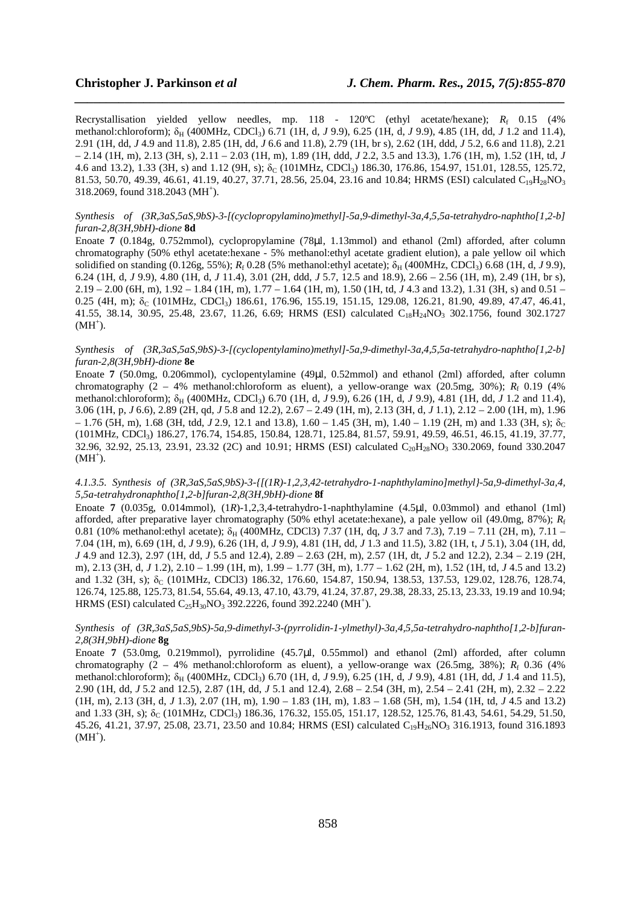Recrystallisation yielded yellow needles, mp. 118 - 120ºC (ethyl acetate/hexane); $R_f$ 0.15 (4% methanol:chloroform); $\delta_H$ (400MHz, $CDCl_3$) 6.71 (1H, d, *J* 9.9), 6.25 (1H, d, *J* 9.9), 4.85 (1H, dd, *J* 1.2 and 11.4), 2.91 (1H, dd, *J* 4.9 and 11.8), 2.85 (1H, dd, *J* 6.6 and 11.8), 2.79 (1H, br s), 2.62 (1H, ddd, *J* 5.2, 6.6 and 11.8), 2.21 – 2.14 (1H, m), 2.13 (3H, s), 2.11 – 2.03 (1H, m), 1.89 (1H, ddd, *J* 2.2, 3.5 and 13.3), 1.76 (1H, m), 1.52 (1H, td, *J* 4.6 and 13.2), 1.33 (3H, s) and 1.12 (9H, s); $\delta_C$ (101MHz, $CDCl_3$) 186.30, 176.86, 154.97, 151.01, 128.55, 125.72, 81.53, 50.70, 49.39, 46.61, 41.19, 40.27, 37.71, 28.56, 25.04, 23.16 and 10.84; HRMS (ESI) calculated $C_{19}H_{28}NO_3$ 318.2069, found 318.2043 ($MH^+$).

*Synthesis of (3R,3aS,5aS,9bS)-3-[(cyclopropylamino)methyl]-5a,9-dimethyl-3a,4,5,5a-tetrahydro-naphtho[1,2-b] furan-2,8(3H,9bH)-dione* **8d**

Enoate **7** (0.184g, 0.752mmol), cyclopropylamine (78μl, 1.13mmol) and ethanol (2ml) afforded, after column chromatography (50% ethyl acetate:hexane - 5% methanol:ethyl acetate gradient elution), a pale yellow oil which solidified on standing (0.126g, 55%); $R_f$ 0.28 (5% methanol:ethyl acetate); $\delta_H$ (400MHz, $CDCl_3$) 6.68 (1H, d, *J* 9.9), 6.24 (1H, d, *J* 9.9), 4.80 (1H, d, *J* 11.4), 3.01 (2H, ddd, *J* 5.7, 12.5 and 18.9), 2.66 – 2.56 (1H, m), 2.49 (1H, br s), 2.19 – 2.00 (6H, m), 1.92 – 1.84 (1H, m), 1.77 – 1.64 (1H, m), 1.50 (1H, td, *J* 4.3 and 13.2), 1.31 (3H, s) and 0.51 – 0.25 (4H, m); $\delta_C$ (101MHz, $CDCl_3$) 186.61, 176.96, 155.19, 151.15, 129.08, 126.21, 81.90, 49.89, 47.47, 46.41, 41.55, 38.14, 30.95, 25.48, 23.67, 11.26, 6.69; HRMS (ESI) calculated $C_{18}H_{24}NO_3$ 302.1756, found 302.1727 ($MH^+$).

*Synthesis of (3R,3aS,5aS,9bS)-3-[(cyclopentylamino)methyl]-5a,9-dimethyl-3a,4,5,5a-tetrahydro-naphtho[1,2-b] furan-2,8(3H,9bH)-dione* **8e**

Enoate **7** (50.0mg, 0.206mmol), cyclopentylamine (49μl, 0.52mmol) and ethanol (2ml) afforded, after column chromatography (2 – 4% methanol:chloroform as eluent), a yellow-orange wax (20.5mg, 30%); $R_f$ 0.19 (4% methanol:chloroform); $\delta_H$ (400MHz, $CDCl_3$) 6.70 (1H, d, *J* 9.9), 6.26 (1H, d, *J* 9.9), 4.81 (1H, dd, *J* 1.2 and 11.4), 3.06 (1H, p, *J* 6.6), 2.89 (2H, qd, *J* 5.8 and 12.2), 2.67 – 2.49 (1H, m), 2.13 (3H, d, *J* 1.1), 2.12 – 2.00 (1H, m), 1.96 – 1.76 (5H, m), 1.68 (3H, tdd, *J* 2.9, 12.1 and 13.8), 1.60 – 1.45 (3H, m), 1.40 – 1.19 (2H, m) and 1.33 (3H, s); $\delta_C$ (101MHz, $CDCl_3$) 186.27, 176.74, 154.85, 150.84, 128.71, 125.84, 81.57, 59.91, 49.59, 46.51, 46.15, 41.19, 37.77, 32.96, 32.92, 25.13, 23.91, 23.32 (2C) and 10.91; HRMS (ESI) calculated $C_{20}H_{28}NO_3$ 330.2069, found 330.2047 ($MH^+$).

*4.1.3.5. Synthesis of (3R,3aS,5aS,9bS)-3-{[(1R)-1,2,3,42-tetrahydro-1-naphthylamino]methyl}-5a,9-dimethyl-3a,4, 5,5a-tetrahydronaphtho[1,2-b]furan-2,8(3H,9bH)-dione* **8f**

Enoate **7** (0.035g, 0.014mmol), (1*R*)-1,2,3,4-tetrahydro-1-naphthylamine (4.5μl, 0.03mmol) and ethanol (1ml) afforded, after preparative layer chromatography (50% ethyl acetate:hexane), a pale yellow oil (49.0mg, 87%); $R_f$ 0.81 (10% methanol:ethyl acetate); $\delta_H$ (400MHz, CDCl3) 7.37 (1H, dq, *J* 3.7 and 7.3), 7.19 – 7.11 (2H, m), 7.11 – 7.04 (1H, m), 6.69 (1H, d, *J* 9.9), 6.26 (1H, d, *J* 9.9), 4.81 (1H, dd, *J* 1.3 and 11.5), 3.82 (1H, t, *J* 5.1), 3.04 (1H, dd, *J* 4.9 and 12.3), 2.97 (1H, dd, *J* 5.5 and 12.4), 2.89 – 2.63 (2H, m), 2.57 (1H, dt, *J* 5.2 and 12.2), 2.34 – 2.19 (2H, m), 2.13 (3H, d, *J* 1.2), 2.10 – 1.99 (1H, m), 1.99 – 1.77 (3H, m), 1.77 – 1.62 (2H, m), 1.52 (1H, td, *J* 4.5 and 13.2) and 1.32 (3H, s); $\delta_C$ (101MHz, CDCl3) 186.32, 176.60, 154.87, 150.94, 138.53, 137.53, 129.02, 128.76, 126.74, 125.88, 125.73, 81.54, 55.64, 49.13, 47.10, 43.79, 41.24, 37.87, 29.38, 28.33, 25.13, 23.33, 19.19 and 10.94; HRMS (ESI) calculated $C_{25}H_{30}NO_3$ 392.2226, found 392.2240 ($MH^+$).

*Synthesis of (3R,3aS,5aS,9bS)-5a,9-dimethyl-3-(pyrrolidin-1-ylmethyl)-3a,4,5,5a-tetrahydro-naphtho[1,2-b]furan-2,8(3H,9bH)-dione* **8g**

Enoate **7** (53.0mg, 0.219mmol), pyrrolidine (45.7μl, 0.55mmol) and ethanol (2ml) afforded, after column chromatography (2 – 4% methanol:chloroform as eluent), a yellow-orange wax (26.5mg, 38%); $R_f$ 0.36 (4% methanol:chloroform); $\delta_H$ (400MHz, $CDCl_3$) 6.70 (1H, d, *J* 9.9), 6.25 (1H, d, *J* 9.9), 4.81 (1H, dd, *J* 1.4 and 11.5), 2.90 (1H, dd, *J* 5.2 and 12.5), 2.87 (1H, dd, *J* 5.1 and 12.4), 2.68 – 2.54 (3H, m), 2.54 – 2.41 (2H, m), 2.32 – 2.22 (1H, m), 2.13 (3H, d, *J* 1.3), 2.07 (1H, m), 1.90 – 1.83 (1H, m), 1.83 – 1.68 (5H, m), 1.54 (1H, td, *J* 4.5 and 13.2) and 1.33 (3H, s); $\delta_C$ (101MHz, $CDCl_3$) 186.36, 176.32, 155.05, 151.17, 128.52, 125.76, 81.43, 54.61, 54.29, 51.50, 45.26, 41.21, 37.97, 25.08, 23.71, 23.50 and 10.84; HRMS (ESI) calculated $C_{19}H_{26}NO_3$ 316.1913, found 316.1893 ($MH^+$).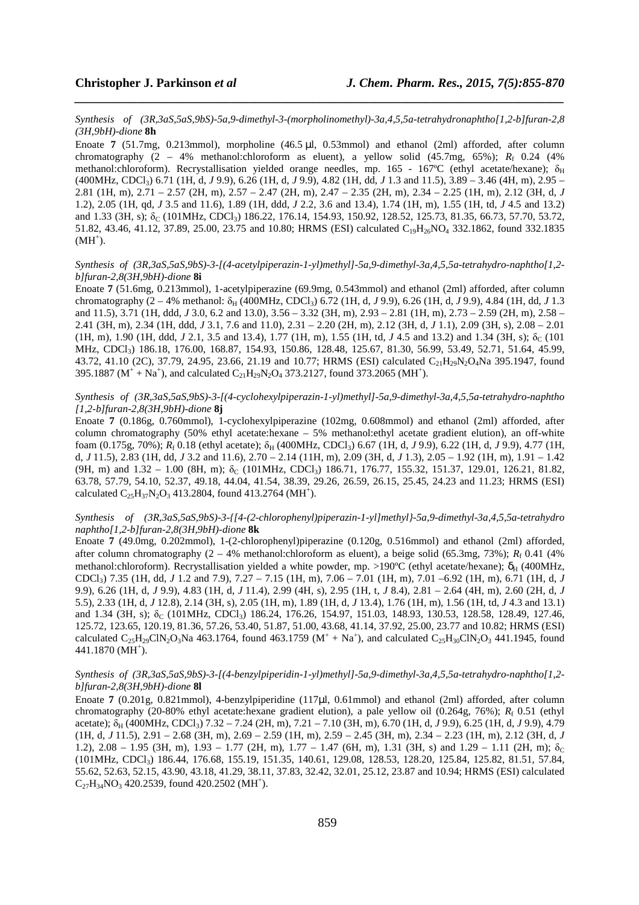*Synthesis of (3R,3aS,5aS,9bS)-5a,9-dimethyl-3-(morpholinomethyl)-3a,4,5,5a-tetrahydronaphtho[1,2-b]furan-2,8(3H,9bH)-dione* **8h**

Enoate **7** (51.7mg, 0.213mmol), morpholine (46.5 µl, 0.53mmol) and ethanol (2ml) afforded, after column chromatography (2 – 4% methanol:chloroform as eluent), a yellow solid (45.7mg, 65%); $R_f$ 0.24 (4% methanol:chloroform). Recrystallisation yielded orange needles, mp. 165 - 167ºC (ethyl acetate/hexane); $\delta_H$ (400MHz, $CDCl_3$) 6.71 (1H, d, *J* 9.9), 6.26 (1H, d, *J* 9.9), 4.82 (1H, dd, *J* 1.3 and 11.5), 3.89 – 3.46 (4H, m), 2.95 – 2.81 (1H, m), 2.71 – 2.57 (2H, m), 2.57 – 2.47 (2H, m), 2.47 – 2.35 (2H, m), 2.34 – 2.25 (1H, m), 2.12 (3H, d, *J* 1.2), 2.05 (1H, qd, *J* 3.5 and 11.6), 1.89 (1H, ddd, *J* 2.2, 3.6 and 13.4), 1.74 (1H, m), 1.55 (1H, td, *J* 4.5 and 13.2) and 1.33 (3H, s); $\delta_C$ (101MHz, $CDCl_3$) 186.22, 176.14, 154.93, 150.92, 128.52, 125.73, 81.35, 66.73, 57.70, 53.72, 51.82, 43.46, 41.12, 37.89, 25.00, 23.75 and 10.80; HRMS (ESI) calculated $C_{19}H_{26}NO_4$ 332.1862, found 332.1835 ($MH^+$).

*Synthesis of (3R,3aS,5aS,9bS)-3-[(4-acetylpiperazin-1-yl)methyl]-5a,9-dimethyl-3a,4,5,5a-tetrahydro-naphtho[1,2-b]furan-2,8(3H,9bH)-dione* **8i**

Enoate **7** (51.6mg, 0.213mmol), 1-acetylpiperazine (69.9mg, 0.543mmol) and ethanol (2ml) afforded, after column chromatography (2 – 4% methanol: $\delta_H$ (400MHz, $CDCl_3$) 6.72 (1H, d, *J* 9.9), 6.26 (1H, d, *J* 9.9), 4.84 (1H, dd, *J* 1.3 and 11.5), 3.71 (1H, ddd, *J* 3.0, 6.2 and 13.0), 3.56 – 3.32 (3H, m), 2.93 – 2.81 (1H, m), 2.73 – 2.59 (2H, m), 2.58 – 2.41 (3H, m), 2.34 (1H, ddd, *J* 3.1, 7.6 and 11.0), 2.31 – 2.20 (2H, m), 2.12 (3H, d, *J* 1.1), 2.09 (3H, s), 2.08 – 2.01 (1H, m), 1.90 (1H, ddd, *J* 2.1, 3.5 and 13.4), 1.77 (1H, m), 1.55 (1H, td, *J* 4.5 and 13.2) and 1.34 (3H, s); $\delta_C$ (101 MHz, $CDCl_3$) 186.18, 176.00, 168.87, 154.93, 150.86, 128.48, 125.67, 81.30, 56.99, 53.49, 52.71, 51.64, 45.99, 43.72, 41.10 (2C), 37.79, 24.95, 23.66, 21.19 and 10.77; HRMS (ESI) calculated $C_{21}H_{29}N_2O_4Na$ 395.1947, found 395.1887 ($M^+ + Na^+$), and calculated $C_{21}H_{29}N_2O_4$ 373.2127, found 373.2065 ($MH^+$).

*Synthesis of (3R,3aS,5aS,9bS)-3-[(4-cyclohexylpiperazin-1-yl)methyl]-5a,9-dimethyl-3a,4,5,5a-tetrahydro-naphtho[1,2-b]furan-2,8(3H,9bH)-dione* **8j**

Enoate **7** (0.186g, 0.760mmol), 1-cyclohexylpiperazine (102mg, 0.608mmol) and ethanol (2ml) afforded, after column chromatography (50% ethyl acetate:hexane – 5% methanol:ethyl acetate gradient elution), an off-white foam (0.175g, 70%); $R_f$ 0.18 (ethyl acetate); $\delta_H$ (400MHz, $CDCl_3$) 6.67 (1H, d, *J* 9.9), 6.22 (1H, d, *J* 9.9), 4.77 (1H, d, *J* 11.5), 2.83 (1H, dd, *J* 3.2 and 11.6), 2.70 – 2.14 (11H, m), 2.09 (3H, d, *J* 1.3), 2.05 – 1.92 (1H, m), 1.91 – 1.42 (9H, m) and 1.32 – 1.00 (8H, m); $\delta_C$ (101MHz, $CDCl_3$) 186.71, 176.77, 155.32, 151.37, 129.01, 126.21, 81.82, 63.78, 57.79, 54.10, 52.37, 49.18, 44.04, 41.54, 38.39, 29.26, 26.59, 26.15, 25.45, 24.23 and 11.23; HRMS (ESI) calculated $C_{25}H_{37}N_2O_3$ 413.2804, found 413.2764 ($MH^+$).

*Synthesis of (3R,3aS,5aS,9bS)-3-{[4-(2-chlorophenyl)piperazin-1-yl]methyl}-5a,9-dimethyl-3a,4,5,5a-tetrahydro naphtho[1,2-b]furan-2,8(3H,9bH)-dione* **8k**

Enoate **7** (49.0mg, 0.202mmol), 1-(2-chlorophenyl)piperazine (0.120g, 0.516mmol) and ethanol (2ml) afforded, after column chromatography (2 – 4% methanol:chloroform as eluent), a beige solid (65.3mg, 73%); $R_f$ 0.41 (4% methanol:chloroform). Recrystallisation yielded a white powder, mp. >190ºC (ethyl acetate/hexane); $\delta_H$ (400MHz, $CDCl_3$) 7.35 (1H, dd, *J* 1.2 and 7.9), 7.27 – 7.15 (1H, m), 7.06 – 7.01 (1H, m), 7.01 –6.92 (1H, m), 6.71 (1H, d, *J* 9.9), 6.26 (1H, d, *J* 9.9), 4.83 (1H, d, *J* 11.4), 2.99 (4H, s), 2.95 (1H, t, *J* 8.4), 2.81 – 2.64 (4H, m), 2.60 (2H, d, *J* 5.5), 2.33 (1H, d, *J* 12.8), 2.14 (3H, s), 2.05 (1H, m), 1.89 (1H, d, *J* 13.4), 1.76 (1H, m), 1.56 (1H, td, *J* 4.3 and 13.1) and 1.34 (3H, s); $\delta_C$ (101MHz, $CDCl_3$) 186.24, 176.26, 154.97, 151.03, 148.93, 130.53, 128.58, 128.49, 127.46, 125.72, 123.65, 120.19, 81.36, 57.26, 53.40, 51.87, 51.00, 43.68, 41.14, 37.92, 25.00, 23.77 and 10.82; HRMS (ESI) calculated $C_{25}H_{29}ClN_2O_3Na$ 463.1764, found 463.1759 ($M^+ + Na^+$), and calculated $C_{25}H_{30}ClN_2O_3$ 441.1945, found 441.1870 ($MH^+$).

*Synthesis of (3R,3aS,5aS,9bS)-3-[(4-benzylpiperidin-1-yl)methyl]-5a,9-dimethyl-3a,4,5,5a-tetrahydro-naphtho[1,2-b]furan-2,8(3H,9bH)-dione* **8l**

Enoate **7** (0.201g, 0.821mmol), 4-benzylpiperidine (117µl, 0.61mmol) and ethanol (2ml) afforded, after column chromatography (20-80% ethyl acetate:hexane gradient elution), a pale yellow oil (0.264g, 76%); $R_f$ 0.51 (ethyl acetate); $\delta_H$ (400MHz, $CDCl_3$) 7.32 – 7.24 (2H, m), 7.21 – 7.10 (3H, m), 6.70 (1H, d, *J* 9.9), 6.25 (1H, d, *J* 9.9), 4.79 (1H, d, *J* 11.5), 2.91 – 2.68 (3H, m), 2.69 – 2.59 (1H, m), 2.59 – 2.45 (3H, m), 2.34 – 2.23 (1H, m), 2.12 (3H, d, *J* 1.2), 2.08 – 1.95 (3H, m), 1.93 – 1.77 (2H, m), 1.77 – 1.47 (6H, m), 1.31 (3H, s) and 1.29 – 1.11 (2H, m); $\delta_C$ (101MHz, $CDCl_3$) 186.44, 176.68, 155.19, 151.35, 140.61, 129.08, 128.53, 128.20, 125.84, 125.82, 81.51, 57.84, 55.62, 52.63, 52.15, 43.90, 43.18, 41.29, 38.11, 37.83, 32.42, 32.01, 25.12, 23.87 and 10.94; HRMS (ESI) calculated $C_{27}H_{34}NO_3$ 420.2539, found 420.2502 ($MH^+$).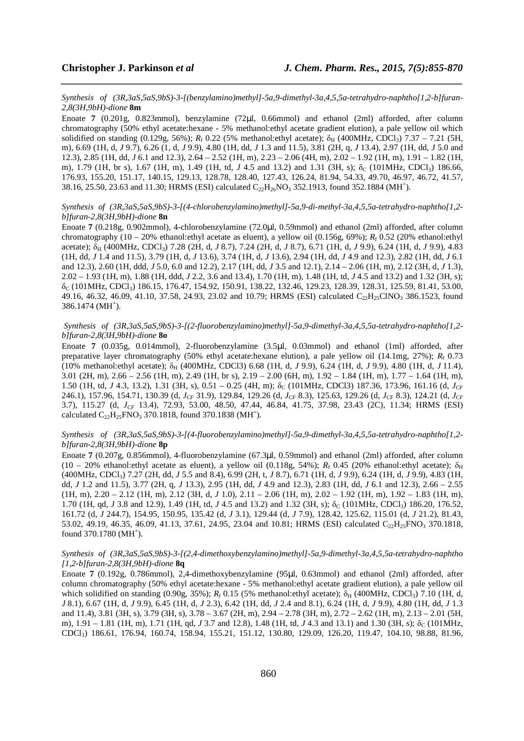*Synthesis of (3R,3aS,5aS,9bS)-3-[(benzylamino)methyl]-5a,9-dimethyl-3a,4,5,5a-tetrahydro-naphtho[1,2-b]furan-2,8(3H,9bH)-dione* **8m**

Enoate **7** (0.201g, 0.823mmol), benzylamine (72μl, 0.66mmol) and ethanol (2ml) afforded, after column chromatography (50% ethyl acetate:hexane - 5% methanol:ethyl acetate gradient elution), a pale yellow oil which solidified on standing (0.129g, 56%); $R_f$ 0.22 (5% methanol:ethyl acetate); $\delta_H$ (400MHz, $CDCl_3$) 7.37 – 7.21 (5H, m), 6.69 (1H, d, *J* 9.7), 6.26 (1, d, *J* 9.9), 4.80 (1H, dd, *J* 1.3 and 11.5), 3.81 (2H, q, *J* 13.4), 2.97 (1H, dd, *J* 5.0 and 12.3), 2.85 (1H, dd, *J* 6.1 and 12.3), 2.64 – 2.52 (1H, m), 2.23 – 2.06 (4H, m), 2.02 – 1.92 (1H, m), 1.91 – 1.82 (1H, m), 1.79 (1H, br s), 1.67 (1H, m), 1.49 (1H, td, *J* 4.5 and 13.2) and 1.31 (3H, s); $\delta_C$ (101MHz, $CDCl_3$) 186.66, 176.93, 155.20, 151.17, 140.15, 129.13, 128.78, 128.40, 127.43, 126.24, 81.94, 54.33, 49.70, 46.97, 46.72, 41.57, 38.16, 25.50, 23.63 and 11.30; HRMS (ESI) calculated $C_{22}H_{26}NO_3$ 352.1913, found 352.1884 ($MH^+$).

*Synthesis of (3R,3aS,5aS,9bS)-3-[(4-chlorobenzylamino)methyl]-5a,9-di-methyl-3a,4,5,5a-tetrahydro-naphtho[1,2-b]furan-2,8(3H,9bH)-dione* **8n**

Enoate **7** (0.218g, 0.902mmol), 4-chlorobenzylamine (72.0μl, 0.59mmol) and ethanol (2ml) afforded, after column chromatography (10 – 20% ethanol:ethyl acetate as eluent), a yellow oil (0.156g, 69%); $R_f$ 0.52 (20% ethanol:ethyl acetate); $\delta_H$ (400MHz, $CDCl_3$) 7.28 (2H, d, *J* 8.7), 7.24 (2H, d, *J* 8.7), 6.71 (1H, d, *J* 9.9), 6.24 (1H, d, *J* 9.9), 4.83 (1H, dd, *J* 1.4 and 11.5), 3.79 (1H, d, *J* 13.6), 3.74 (1H, d, *J* 13.6), 2.94 (1H, dd, *J* 4.9 and 12.3), 2.82 (1H, dd, *J* 6.1 and 12.3), 2.60 (1H, ddd, *J* 5.0, 6.0 and 12.2), 2.17 (1H, dd, *J* 3.5 and 12.1), 2.14 – 2.06 (1H, m), 2.12 (3H, d, *J* 1.3), 2.02 – 1.93 (1H, m), 1.88 (1H, ddd, *J* 2.2, 3.6 and 13.4), 1.70 (1H, m), 1.48 (1H, td, *J* 4.5 and 13.2) and 1.32 (3H, s); $\delta_C$ (101MHz, $CDCl_3$) 186.15, 176.47, 154.92, 150.91, 138.22, 132.46, 129.23, 128.39, 128.31, 125.59, 81.41, 53.00, 49.16, 46.32, 46.09, 41.10, 37.58, 24.93, 23.02 and 10.79; HRMS (ESI) calculated $C_{22}H_{25}ClNO_3$ 386.1523, found 386.1474 ($MH^+$).

*Synthesis of (3R,3aS,5aS,9bS)-3-[(2-fluorobenzylamino)methyl]-5a,9-dimethyl-3a,4,5,5a-tetrahydro-naphtho[1,2-b]furan-2,8(3H,9bH)-dione* **8o**

Enoate **7** (0.035g, 0.014mmol), 2-fluorobenzylamine (3.5μl, 0.03mmol) and ethanol (1ml) afforded, after preparative layer chromatography (50% ethyl acetate:hexane elution), a pale yellow oil (14.1mg, 27%); $R_f$ 0.73 (10% methanol:ethyl acetate); $\delta_H$ (400MHz, CDCl3) 6.68 (1H, d, *J* 9.9), 6.24 (1H, d, *J* 9.9), 4.80 (1H, d, *J* 11.4), 3.01 (2H, m), 2.66 – 2.56 (1H, m), 2.49 (1H, br s), 2.19 – 2.00 (6H, m), 1.92 – 1.84 (1H, m), 1.77 – 1.64 (1H, m), 1.50 (1H, td, *J* 4.3, 13.2), 1.31 (3H, s), 0.51 – 0.25 (4H, m); $\delta_C$ (101MHz, CDCl3) 187.36, 173.96, 161.16 (d, $J_{CF}$ 246.1), 157.96, 154.71, 130.39 (d, $J_{CF}$ 31.9), 129.84, 129.26 (d, $J_{CF}$ 8.3), 125.63, 129.26 (d, $J_{CF}$ 8.3), 124.21 (d, $J_{CF}$ 3.7), 115.27 (d, $J_{CF}$ 13.4), 72.93, 53.00, 48.50, 47.44, 46.84, 41.75, 37.98, 23.43 (2C), 11.34; HRMS (ESI) calculated $C_{22}H_{25}FNO_3$ 370.1818, found 370.1838 ($MH^+$).

*Synthesis of (3R,3aS,5aS,9bS)-3-[(4-fluorobenzylamino)methyl]-5a,9-dimethyl-3a,4,5,5a-tetrahydro-naphtho[1,2-b]furan-2,8(3H,9bH)-dione* **8p**

Enoate **7** (0.207g, 0.856mmol), 4-fluorobenzylamine (67.3μl, 0.59mmol) and ethanol (2ml) afforded, after column (10 – 20% ethanol:ethyl acetate as eluent), a yellow oil (0.118g, 54%); $R_f$ 0.45 (20% ethanol:ethyl acetate); $\delta_H$ (400MHz, $CDCl_3$) 7.27 (2H, dd, *J* 5.5 and 8.4), 6.99 (2H, t, *J* 8.7), 6.71 (1H, d, *J* 9.9), 6.24 (1H, d, *J* 9.9), 4.83 (1H, dd, *J* 1.2 and 11.5), 3.77 (2H, q, *J* 13.3), 2.95 (1H, dd, *J* 4.9 and 12.3), 2.83 (1H, dd, *J* 6.1 and 12.3), 2.66 – 2.55 (1H, m), 2.20 – 2.12 (1H, m), 2.12 (3H, d, *J* 1.0), 2.11 – 2.06 (1H, m), 2.02 – 1.92 (1H, m), 1.92 – 1.83 (1H, m), 1.70 (1H, qd, *J* 3.8 and 12.9), 1.49 (1H, td, *J* 4.5 and 13.2) and 1.32 (3H, s); $\delta_C$ (101MHz, $CDCl_3$) 186.20, 176.52, 161.72 (d, *J* 244.7), 154.95, 150.95, 135.42 (d, *J* 3.1), 129.44 (d, *J* 7.9), 128.42, 125.62, 115.01 (d, *J* 21.2), 81.43, 53.02, 49.19, 46.35, 46.09, 41.13, 37.61, 24.95, 23.04 and 10.81; HRMS (ESI) calculated $C_{22}H_{25}FNO_3$ 370.1818, found 370.1780 ($MH^+$).

*Synthesis of (3R,3aS,5aS,9bS)-3-[(2,4-dimethoxybenzylamino)methyl]-5a,9-dimethyl-3a,4,5,5a-tetrahydro-naphtho[1,2-b]furan-2,8(3H,9bH)-dione* **8q**

Enoate **7** (0.192g, 0.786mmol), 2,4-dimethoxybenzylamine (95μl, 0.63mmol) and ethanol (2ml) afforded, after column chromatography (50% ethyl acetate:hexane - 5% methanol:ethyl acetate gradient elution), a pale yellow oil which solidified on standing (0.90g, 35%); $R_f$ 0.15 (5% methanol:ethyl acetate); $\delta_H$ (400MHz, $CDCl_3$) 7.10 (1H, d, *J* 8.1), 6.67 (1H, d, *J* 9.9), 6.45 (1H, d, *J* 2.3), 6.42 (1H, dd, *J* 2.4 and 8.1), 6.24 (1H, d, *J* 9.9), 4.80 (1H, dd, *J* 1.3 and 11.4), 3.81 (3H, s), 3.79 (3H, s), 3.78 – 3.67 (2H, m), 2.94 – 2.78 (3H, m), 2.72 – 2.62 (1H, m), 2.13 – 2.01 (5H, m), 1.91 – 1.81 (1H, m), 1.71 (1H, qd, *J* 3.7 and 12.8), 1.48 (1H, td, *J* 4.3 and 13.1) and 1.30 (3H, s); $\delta_C$ (101MHz, $CDCl_3$) 186.61, 176.94, 160.74, 158.94, 155.21, 151.12, 130.80, 129.09, 126.20, 119.47, 104.10, 98.88, 81.96,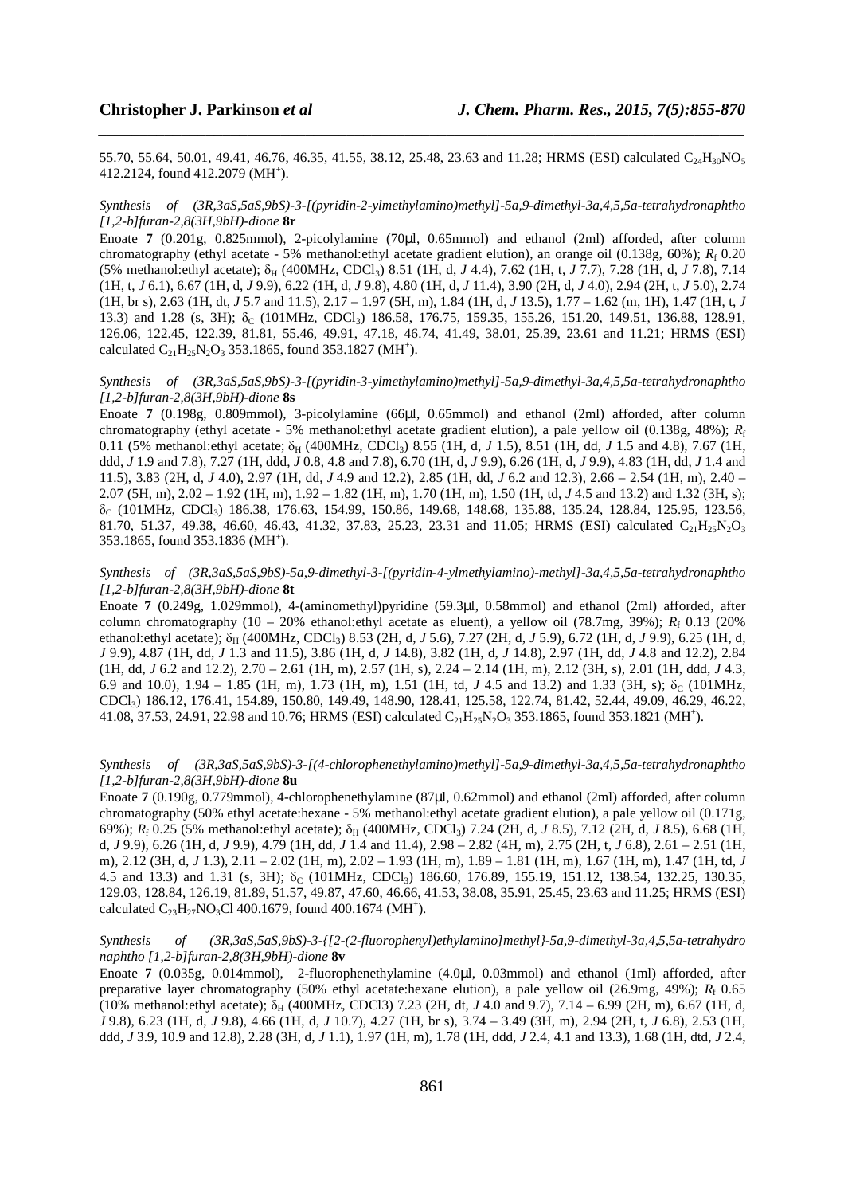55.70, 55.64, 50.01, 49.41, 46.76, 46.35, 41.55, 38.12, 25.48, 23.63 and 11.28; HRMS (ESI) calculated $C_{24}H_{30}NO_5$ 412.2124, found 412.2079 ($MH^+$).

*Synthesis of (3R,3aS,5aS,9bS)-3-[(pyridin-2-ylmethylamino)methyl]-5a,9-dimethyl-3a,4,5,5a-tetrahydronaphtho [1,2-b]furan-2,8(3H,9bH)-dione* **8r**

Enoate **7** (0.201g, 0.825mmol), 2-picolylamine (70μl, 0.65mmol) and ethanol (2ml) afforded, after column chromatography (ethyl acetate - 5% methanol:ethyl acetate gradient elution), an orange oil (0.138g, 60%); $R_f$ 0.20 (5% methanol:ethyl acetate); $\delta_H$ (400MHz, $CDCl_3$) 8.51 (1H, d, *J* 4.4), 7.62 (1H, t, *J* 7.7), 7.28 (1H, d, *J* 7.8), 7.14 (1H, t, *J* 6.1), 6.67 (1H, d, *J* 9.9), 6.22 (1H, d, *J* 9.8), 4.80 (1H, d, *J* 11.4), 3.90 (2H, d, *J* 4.0), 2.94 (2H, t, *J* 5.0), 2.74 (1H, br s), 2.63 (1H, dt, *J* 5.7 and 11.5), 2.17 – 1.97 (5H, m), 1.84 (1H, d, *J* 13.5), 1.77 – 1.62 (m, 1H), 1.47 (1H, t, *J* 13.3) and 1.28 (s, 3H); $\delta_C$ (101MHz, $CDCl_3$) 186.58, 176.75, 159.35, 155.26, 151.20, 149.51, 136.88, 128.91, 126.06, 122.45, 122.39, 81.81, 55.46, 49.91, 47.18, 46.74, 41.49, 38.01, 25.39, 23.61 and 11.21; HRMS (ESI) calculated $C_{21}H_{25}N_2O_3$ 353.1865, found 353.1827 ($MH^+$).

*Synthesis of (3R,3aS,5aS,9bS)-3-[(pyridin-3-ylmethylamino)methyl]-5a,9-dimethyl-3a,4,5,5a-tetrahydronaphtho [1,2-b]furan-2,8(3H,9bH)-dione* **8s**

Enoate **7** (0.198g, 0.809mmol), 3-picolylamine (66μl, 0.65mmol) and ethanol (2ml) afforded, after column chromatography (ethyl acetate - 5% methanol:ethyl acetate gradient elution), a pale yellow oil (0.138g, 48%); $R_f$ 0.11 (5% methanol:ethyl acetate; $\delta_H$ (400MHz, $CDCl_3$) 8.55 (1H, d, *J* 1.5), 8.51 (1H, dd, *J* 1.5 and 4.8), 7.67 (1H, ddd, *J* 1.9 and 7.8), 7.27 (1H, ddd, *J* 0.8, 4.8 and 7.8), 6.70 (1H, d, *J* 9.9), 6.26 (1H, d, *J* 9.9), 4.83 (1H, dd, *J* 1.4 and 11.5), 3.83 (2H, d, *J* 4.0), 2.97 (1H, dd, *J* 4.9 and 12.2), 2.85 (1H, dd, *J* 6.2 and 12.3), 2.66 – 2.54 (1H, m), 2.40 – 2.07 (5H, m), 2.02 – 1.92 (1H, m), 1.92 – 1.82 (1H, m), 1.70 (1H, m), 1.50 (1H, td, *J* 4.5 and 13.2) and 1.32 (3H, s); $\delta_C$ (101MHz, $CDCl_3$) 186.38, 176.63, 154.99, 150.86, 149.68, 148.68, 135.88, 135.24, 128.84, 125.95, 123.56, 81.70, 51.37, 49.38, 46.60, 46.43, 41.32, 37.83, 25.23, 23.31 and 11.05; HRMS (ESI) calculated $C_{21}H_{25}N_2O_3$ 353.1865, found 353.1836 ($MH^+$).

*Synthesis of (3R,3aS,5aS,9bS)-5a,9-dimethyl-3-[(pyridin-4-ylmethylamino)-methyl]-3a,4,5,5a-tetrahydronaphtho [1,2-b]furan-2,8(3H,9bH)-dione* **8t**

Enoate **7** (0.249g, 1.029mmol), 4-(aminomethyl)pyridine (59.3μl, 0.58mmol) and ethanol (2ml) afforded, after column chromatography (10 – 20% ethanol:ethyl acetate as eluent), a yellow oil (78.7mg, 39%); $R_f$ 0.13 (20% ethanol:ethyl acetate); $\delta_H$ (400MHz, $CDCl_3$) 8.53 (2H, d, *J* 5.6), 7.27 (2H, d, *J* 5.9), 6.72 (1H, d, *J* 9.9), 6.25 (1H, d, *J* 9.9), 4.87 (1H, dd, *J* 1.3 and 11.5), 3.86 (1H, d, *J* 14.8), 3.82 (1H, d, *J* 14.8), 2.97 (1H, dd, *J* 4.8 and 12.2), 2.84 (1H, dd, *J* 6.2 and 12.2), 2.70 – 2.61 (1H, m), 2.57 (1H, s), 2.24 – 2.14 (1H, m), 2.12 (3H, s), 2.01 (1H, ddd, *J* 4.3, 6.9 and 10.0), 1.94 – 1.85 (1H, m), 1.73 (1H, m), 1.51 (1H, td, *J* 4.5 and 13.2) and 1.33 (3H, s); $\delta_C$ (101MHz, $CDCl_3$) 186.12, 176.41, 154.89, 150.80, 149.49, 148.90, 128.41, 125.58, 122.74, 81.42, 52.44, 49.09, 46.29, 46.22, 41.08, 37.53, 24.91, 22.98 and 10.76; HRMS (ESI) calculated $C_{21}H_{25}N_2O_3$ 353.1865, found 353.1821 ($MH^+$).

*Synthesis of (3R,3aS,5aS,9bS)-3-[(4-chlorophenethylamino)methyl]-5a,9-dimethyl-3a,4,5,5a-tetrahydronaphtho [1,2-b]furan-2,8(3H,9bH)-dione* **8u**

Enoate **7** (0.190g, 0.779mmol), 4-chlorophenethylamine (87μl, 0.62mmol) and ethanol (2ml) afforded, after column chromatography (50% ethyl acetate:hexane - 5% methanol:ethyl acetate gradient elution), a pale yellow oil (0.171g, 69%); $R_f$ 0.25 (5% methanol:ethyl acetate); $\delta_H$ (400MHz, $CDCl_3$) 7.24 (2H, d, *J* 8.5), 7.12 (2H, d, *J* 8.5), 6.68 (1H, d, *J* 9.9), 6.26 (1H, d, *J* 9.9), 4.79 (1H, dd, *J* 1.4 and 11.4), 2.98 – 2.82 (4H, m), 2.75 (2H, t, *J* 6.8), 2.61 – 2.51 (1H, m), 2.12 (3H, d, *J* 1.3), 2.11 – 2.02 (1H, m), 2.02 – 1.93 (1H, m), 1.89 – 1.81 (1H, m), 1.67 (1H, m), 1.47 (1H, td, *J* 4.5 and 13.3) and 1.31 (s, 3H); $\delta_C$ (101MHz, $CDCl_3$) 186.60, 176.89, 155.19, 151.12, 138.54, 132.25, 130.35, 129.03, 128.84, 126.19, 81.89, 51.57, 49.87, 47.60, 46.66, 41.53, 38.08, 35.91, 25.45, 23.63 and 11.25; HRMS (ESI) calculated $C_{23}H_{27}NO_3Cl$ 400.1679, found 400.1674 ($MH^+$).

*Synthesis of (3R,3aS,5aS,9bS)-3-{[2-(2-fluorophenyl)ethylamino]methyl}-5a,9-dimethyl-3a,4,5,5a-tetrahydro naphtho [1,2-b]furan-2,8(3H,9bH)-dione* **8v**

Enoate **7** (0.035g, 0.014mmol), 2-fluorophenethylamine (4.0μl, 0.03mmol) and ethanol (1ml) afforded, after preparative layer chromatography (50% ethyl acetate:hexane elution), a pale yellow oil (26.9mg, 49%); $R_f$ 0.65 (10% methanol:ethyl acetate); $\delta_H$ (400MHz, CDCl3) 7.23 (2H, dt, *J* 4.0 and 9.7), 7.14 – 6.99 (2H, m), 6.67 (1H, d, *J* 9.8), 6.23 (1H, d, *J* 9.8), 4.66 (1H, d, *J* 10.7), 4.27 (1H, br s), 3.74 – 3.49 (3H, m), 2.94 (2H, t, *J* 6.8), 2.53 (1H, ddd, *J* 3.9, 10.9 and 12.8), 2.28 (3H, d, *J* 1.1), 1.97 (1H, m), 1.78 (1H, ddd, *J* 2.4, 4.1 and 13.3), 1.68 (1H, dtd, *J* 2.4,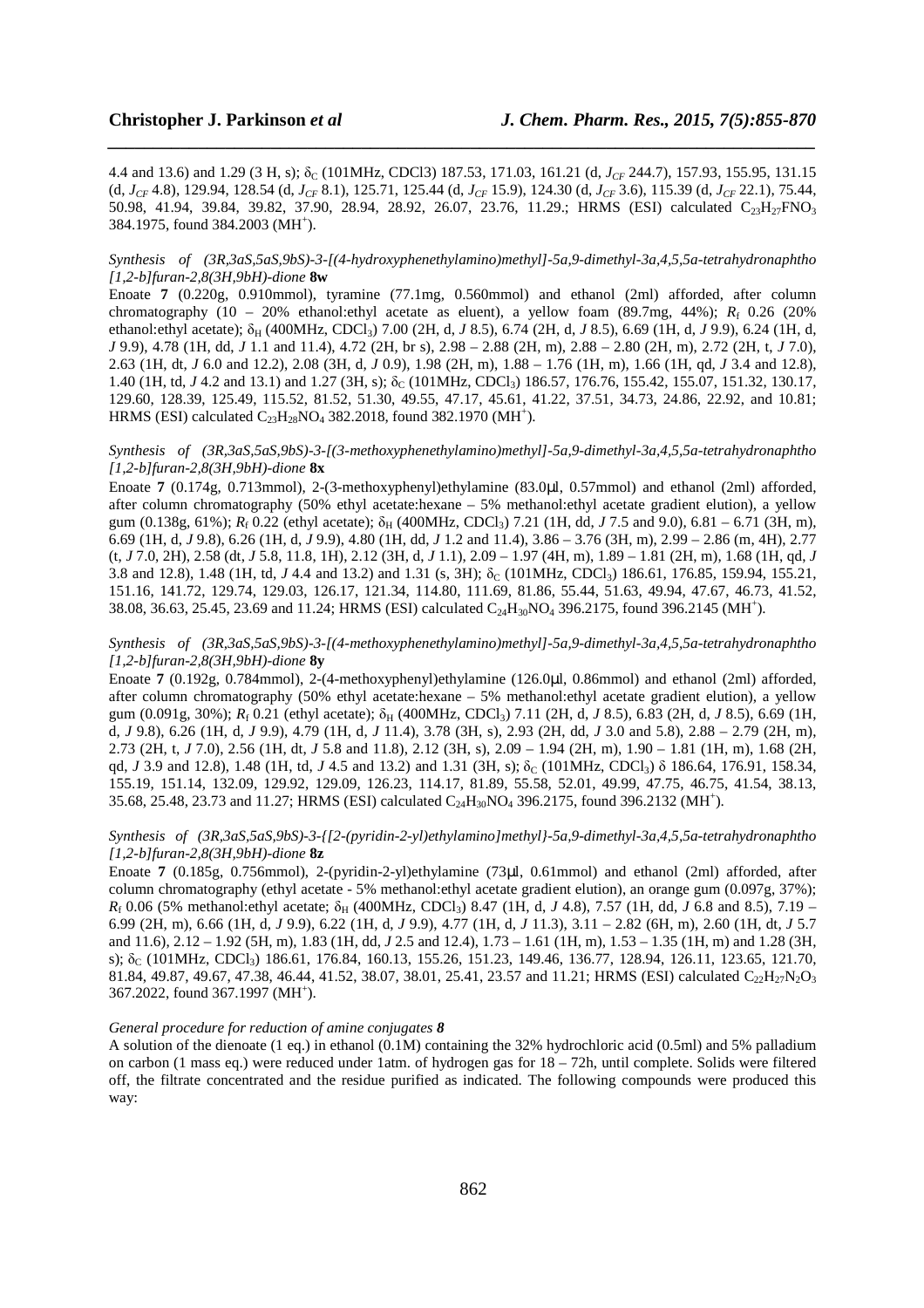4.4 and 13.6) and 1.29 (3 H, s); $\delta_C$ (101MHz, CDCl3) 187.53, 171.03, 161.21 (d, $J_{CF}$ 244.7), 157.93, 155.95, 131.15 (d, $J_{CF}$ 4.8), 129.94, 128.54 (d, $J_{CF}$ 8.1), 125.71, 125.44 (d, $J_{CF}$ 15.9), 124.30 (d, $J_{CF}$ 3.6), 115.39 (d, $J_{CF}$ 22.1), 75.44, 50.98, 41.94, 39.84, 39.82, 37.90, 28.94, 28.92, 26.07, 23.76, 11.29.; HRMS (ESI) calculated $C_{23}H_{27}FNO_3$ 384.1975, found 384.2003 ($MH^+$).

*Synthesis of (3R,3aS,5aS,9bS)-3-[(4-hydroxyphenethylamino)methyl]-5a,9-dimethyl-3a,4,5,5a-tetrahydronaphtho [1,2-b]furan-2,8(3H,9bH)-dione* **8w**

Enoate **7** (0.220g, 0.910mmol), tyramine (77.1mg, 0.560mmol) and ethanol (2ml) afforded, after column chromatography (10 – 20% ethanol:ethyl acetate as eluent), a yellow foam (89.7mg, 44%); $R_f$ 0.26 (20% ethanol:ethyl acetate); $\delta_H$ (400MHz, $CDCl_3$) 7.00 (2H, d, *J* 8.5), 6.74 (2H, d, *J* 8.5), 6.69 (1H, d, *J* 9.9), 6.24 (1H, d, *J* 9.9), 4.78 (1H, dd, *J* 1.1 and 11.4), 4.72 (2H, br s), 2.98 – 2.88 (2H, m), 2.88 – 2.80 (2H, m), 2.72 (2H, t, *J* 7.0), 2.63 (1H, dt, *J* 6.0 and 12.2), 2.08 (3H, d, *J* 0.9), 1.98 (2H, m), 1.88 – 1.76 (1H, m), 1.66 (1H, qd, *J* 3.4 and 12.8), 1.40 (1H, td, *J* 4.2 and 13.1) and 1.27 (3H, s); $\delta_C$ (101MHz, $CDCl_3$) 186.57, 176.76, 155.42, 155.07, 151.32, 130.17, 129.60, 128.39, 125.49, 115.52, 81.52, 51.30, 49.55, 47.17, 45.61, 41.22, 37.51, 34.73, 24.86, 22.92, and 10.81; HRMS (ESI) calculated $C_{23}H_{28}NO_4$ 382.2018, found 382.1970 ($MH^+$).

*Synthesis of (3R,3aS,5aS,9bS)-3-[(3-methoxyphenethylamino)methyl]-5a,9-dimethyl-3a,4,5,5a-tetrahydronaphtho [1,2-b]furan-2,8(3H,9bH)-dione* **8x**

Enoate **7** (0.174g, 0.713mmol), 2-(3-methoxyphenyl)ethylamine (83.0μl, 0.57mmol) and ethanol (2ml) afforded, after column chromatography (50% ethyl acetate:hexane – 5% methanol:ethyl acetate gradient elution), a yellow gum (0.138g, 61%); $R_f$ 0.22 (ethyl acetate); $\delta_H$ (400MHz, $CDCl_3$) 7.21 (1H, dd, *J* 7.5 and 9.0), 6.81 – 6.71 (3H, m), 6.69 (1H, d, *J* 9.8), 6.26 (1H, d, *J* 9.9), 4.80 (1H, dd, *J* 1.2 and 11.4), 3.86 – 3.76 (3H, m), 2.99 – 2.86 (m, 4H), 2.77 (t, *J* 7.0, 2H), 2.58 (dt, *J* 5.8, 11.8, 1H), 2.12 (3H, d, *J* 1.1), 2.09 – 1.97 (4H, m), 1.89 – 1.81 (2H, m), 1.68 (1H, qd, *J* 3.8 and 12.8), 1.48 (1H, td, *J* 4.4 and 13.2) and 1.31 (s, 3H); $\delta_C$ (101MHz, $CDCl_3$) 186.61, 176.85, 159.94, 155.21, 151.16, 141.72, 129.74, 129.03, 126.17, 121.34, 114.80, 111.69, 81.86, 55.44, 51.63, 49.94, 47.67, 46.73, 41.52, 38.08, 36.63, 25.45, 23.69 and 11.24; HRMS (ESI) calculated $C_{24}H_{30}NO_4$ 396.2175, found 396.2145 ($MH^+$).

*Synthesis of (3R,3aS,5aS,9bS)-3-[(4-methoxyphenethylamino)methyl]-5a,9-dimethyl-3a,4,5,5a-tetrahydronaphtho [1,2-b]furan-2,8(3H,9bH)-dione* **8y**

Enoate **7** (0.192g, 0.784mmol), 2-(4-methoxyphenyl)ethylamine (126.0μl, 0.86mmol) and ethanol (2ml) afforded, after column chromatography (50% ethyl acetate:hexane – 5% methanol:ethyl acetate gradient elution), a yellow gum (0.091g, 30%); $R_f$ 0.21 (ethyl acetate); $\delta_H$ (400MHz, $CDCl_3$) 7.11 (2H, d, *J* 8.5), 6.83 (2H, d, *J* 8.5), 6.69 (1H, d, *J* 9.8), 6.26 (1H, d, *J* 9.9), 4.79 (1H, d, *J* 11.4), 3.78 (3H, s), 2.93 (2H, dd, *J* 3.0 and 5.8), 2.88 – 2.79 (2H, m), 2.73 (2H, t, *J* 7.0), 2.56 (1H, dt, *J* 5.8 and 11.8), 2.12 (3H, s), 2.09 – 1.94 (2H, m), 1.90 – 1.81 (1H, m), 1.68 (2H, qd, *J* 3.9 and 12.8), 1.48 (1H, td, *J* 4.5 and 13.2) and 1.31 (3H, s); $\delta_C$ (101MHz, $CDCl_3$) δ 186.64, 176.91, 158.34, 155.19, 151.14, 132.09, 129.92, 129.09, 126.23, 114.17, 81.89, 55.58, 52.01, 49.99, 47.75, 46.75, 41.54, 38.13, 35.68, 25.48, 23.73 and 11.27; HRMS (ESI) calculated $C_{24}H_{30}NO_4$ 396.2175, found 396.2132 ($MH^+$).

*Synthesis of (3R,3aS,5aS,9bS)-3-{[2-(pyridin-2-yl)ethylamino]methyl}-5a,9-dimethyl-3a,4,5,5a-tetrahydronaphtho [1,2-b]furan-2,8(3H,9bH)-dione* **8z**

Enoate **7** (0.185g, 0.756mmol), 2-(pyridin-2-yl)ethylamine (73μl, 0.61mmol) and ethanol (2ml) afforded, after column chromatography (ethyl acetate - 5% methanol:ethyl acetate gradient elution), an orange gum (0.097g, 37%); $R_f$ 0.06 (5% methanol:ethyl acetate; $\delta_H$ (400MHz, $CDCl_3$) 8.47 (1H, d, *J* 4.8), 7.57 (1H, dd, *J* 6.8 and 8.5), 7.19 – 6.99 (2H, m), 6.66 (1H, d, *J* 9.9), 6.22 (1H, d, *J* 9.9), 4.77 (1H, d, *J* 11.3), 3.11 – 2.82 (6H, m), 2.60 (1H, dt, *J* 5.7 and 11.6), 2.12 – 1.92 (5H, m), 1.83 (1H, dd, *J* 2.5 and 12.4), 1.73 – 1.61 (1H, m), 1.53 – 1.35 (1H, m) and 1.28 (3H, s); $\delta_C$ (101MHz, $CDCl_3$) 186.61, 176.84, 160.13, 155.26, 151.23, 149.46, 136.77, 128.94, 126.11, 123.65, 121.70, 81.84, 49.87, 49.67, 47.38, 46.44, 41.52, 38.07, 38.01, 25.41, 23.57 and 11.21; HRMS (ESI) calculated $C_{22}H_{27}N_2O_3$ 367.2022, found 367.1997 ($MH^+$).

*General procedure for reduction of amine conjugates* ***8***

A solution of the dienoate (1 eq.) in ethanol (0.1M) containing the 32% hydrochloric acid (0.5ml) and 5% palladium on carbon (1 mass eq.) were reduced under 1atm. of hydrogen gas for 18 – 72h, until complete. Solids were filtered off, the filtrate concentrated and the residue purified as indicated. The following compounds were produced this way: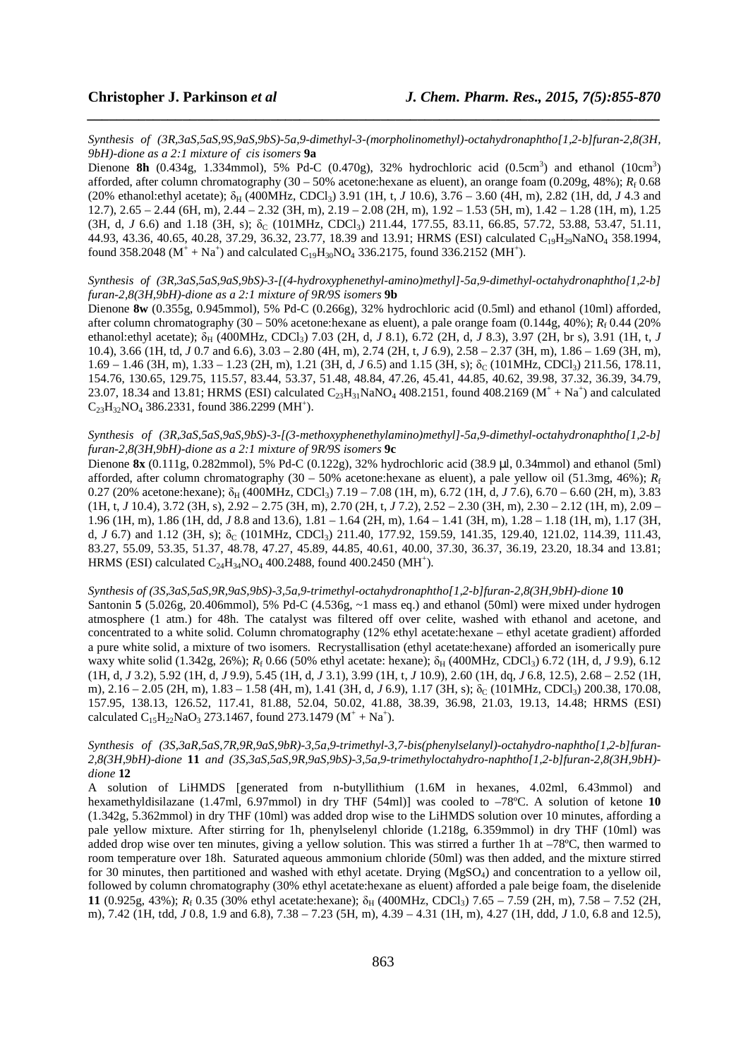*Synthesis of (3R,3aS,5aS,9S,9aS,9bS)-5a,9-dimethyl-3-(morpholinomethyl)-octahydronaphtho[1,2-b]furan-2,8(3H,9bH)-dione as a 2:1 mixture of cis isomers* **9a**

Dienone **8h** (0.434g, 1.334mmol), 5% Pd-C (0.470g), 32% hydrochloric acid ($0.5cm^3$) and ethanol ($10cm^3$) afforded, after column chromatography (30 – 50% acetone:hexane as eluent), an orange foam (0.209g, 48%); $R_f$ 0.68 (20% ethanol:ethyl acetate); $\delta_H$ (400MHz, $CDCl_3$) 3.91 (1H, t, *J* 10.6), 3.76 – 3.60 (4H, m), 2.82 (1H, dd, *J* 4.3 and 12.7), 2.65 – 2.44 (6H, m), 2.44 – 2.32 (3H, m), 2.19 – 2.08 (2H, m), 1.92 – 1.53 (5H, m), 1.42 – 1.28 (1H, m), 1.25 (3H, d, *J* 6.6) and 1.18 (3H, s); $\delta_C$ (101MHz, $CDCl_3$) 211.44, 177.55, 83.11, 66.85, 57.72, 53.88, 53.47, 51.11, 44.93, 43.36, 40.65, 40.28, 37.29, 36.32, 23.77, 18.39 and 13.91; HRMS (ESI) calculated $C_{19}H_{29}NaNO_4$ 358.1994, found 358.2048 ($M^+ + Na^+$) and calculated $C_{19}H_{30}NO_4$ 336.2175, found 336.2152 ($MH^+$).

*Synthesis of (3R,3aS,5aS,9aS,9bS)-3-[(4-hydroxyphenethyl-amino)methyl]-5a,9-dimethyl-octahydronaphtho[1,2-b]furan-2,8(3H,9bH)-dione as a 2:1 mixture of 9R/9S isomers* **9b**

Dienone **8w** (0.355g, 0.945mmol), 5% Pd-C (0.266g), 32% hydrochloric acid (0.5ml) and ethanol (10ml) afforded, after column chromatography (30 – 50% acetone:hexane as eluent), a pale orange foam (0.144g, 40%); $R_f$ 0.44 (20% ethanol:ethyl acetate); $\delta_H$ (400MHz, $CDCl_3$) 7.03 (2H, d, *J* 8.1), 6.72 (2H, d, *J* 8.3), 3.97 (2H, br s), 3.91 (1H, t, *J* 10.4), 3.66 (1H, td, *J* 0.7 and 6.6), 3.03 – 2.80 (4H, m), 2.74 (2H, t, *J* 6.9), 2.58 – 2.37 (3H, m), 1.86 – 1.69 (3H, m), 1.69 – 1.46 (3H, m), 1.33 – 1.23 (2H, m), 1.21 (3H, d, *J* 6.5) and 1.15 (3H, s); $\delta_C$ (101MHz, $CDCl_3$) 211.56, 178.11, 154.76, 130.65, 129.75, 115.57, 83.44, 53.37, 51.48, 48.84, 47.26, 45.41, 44.85, 40.62, 39.98, 37.32, 36.39, 34.79, 23.07, 18.34 and 13.81; HRMS (ESI) calculated $C_{23}H_{31}NaNO_4$ 408.2151, found 408.2169 ($M^+ + Na^+$) and calculated $C_{23}H_{32}NO_4$ 386.2331, found 386.2299 ($MH^+$).

*Synthesis of (3R,3aS,5aS,9aS,9bS)-3-[(3-methoxyphenethylamino)methyl]-5a,9-dimethyl-octahydronaphtho[1,2-b]furan-2,8(3H,9bH)-dione as a 2:1 mixture of 9R/9S isomers* **9c**

Dienone **8x** (0.111g, 0.282mmol), 5% Pd-C (0.122g), 32% hydrochloric acid (38.9 μl, 0.34mmol) and ethanol (5ml) afforded, after column chromatography (30 – 50% acetone:hexane as eluent), a pale yellow oil (51.3mg, 46%); $R_f$ 0.27 (20% acetone:hexane); $\delta_H$ (400MHz, $CDCl_3$) 7.19 – 7.08 (1H, m), 6.72 (1H, d, *J* 7.6), 6.70 – 6.60 (2H, m), 3.83 (1H, t, *J* 10.4), 3.72 (3H, s), 2.92 – 2.75 (3H, m), 2.70 (2H, t, *J* 7.2), 2.52 – 2.30 (3H, m), 2.30 – 2.12 (1H, m), 2.09 – 1.96 (1H, m), 1.86 (1H, dd, *J* 8.8 and 13.6), 1.81 – 1.64 (2H, m), 1.64 – 1.41 (3H, m), 1.28 – 1.18 (1H, m), 1.17 (3H, d, *J* 6.7) and 1.12 (3H, s); $\delta_C$ (101MHz, $CDCl_3$) 211.40, 177.92, 159.59, 141.35, 129.40, 121.02, 114.39, 111.43, 83.27, 55.09, 53.35, 51.37, 48.78, 47.27, 45.89, 44.85, 40.61, 40.00, 37.30, 36.37, 36.19, 23.20, 18.34 and 13.81; HRMS (ESI) calculated $C_{24}H_{34}NO_4$ 400.2488, found 400.2450 ($MH^+$).

*Synthesis of (3S,3aS,5aS,9R,9aS,9bS)-3,5a,9-trimethyl-octahydronaphtho[1,2-b]furan-2,8(3H,9bH)-dione* **10**

Santonin **5** (5.026g, 20.406mmol), 5% Pd-C (4.536g, ~1 mass eq.) and ethanol (50ml) were mixed under hydrogen atmosphere (1 atm.) for 48h. The catalyst was filtered off over celite, washed with ethanol and acetone, and concentrated to a white solid. Column chromatography (12% ethyl acetate:hexane – ethyl acetate gradient) afforded a pure white solid, a mixture of two isomers. Recrystallisation (ethyl acetate:hexane) afforded an isomerically pure waxy white solid (1.342g, 26%); $R_f$ 0.66 (50% ethyl acetate: hexane); $\delta_H$ (400MHz, $CDCl_3$) 6.72 (1H, d, *J* 9.9), 6.12 (1H, d, *J* 3.2), 5.92 (1H, d, *J* 9.9), 5.45 (1H, d, *J* 3.1), 3.99 (1H, t, *J* 10.9), 2.60 (1H, dq, *J* 6.8, 12.5), 2.68 – 2.52 (1H, m), 2.16 – 2.05 (2H, m), 1.83 – 1.58 (4H, m), 1.41 (3H, d, *J* 6.9), 1.17 (3H, s); $\delta_C$ (101MHz, $CDCl_3$) 200.38, 170.08, 157.95, 138.13, 126.52, 117.41, 81.88, 52.04, 50.02, 41.88, 38.39, 36.98, 21.03, 19.13, 14.48; HRMS (ESI) calculated $C_{15}H_{22}NaO_3$ 273.1467, found 273.1479 ($M^+ + Na^+$).

*Synthesis of (3S,3aR,5aS,7R,9R,9aS,9bR)-3,5a,9-trimethyl-3,7-bis(phenylselanyl)-octahydro-naphtho[1,2-b]furan-2,8(3H,9bH)-dione* **11** *and (3S,3aS,5aS,9R,9aS,9bS)-3,5a,9-trimethyloctahydro-naphtho[1,2-b]furan-2,8(3H,9bH)-dione* **12**

A solution of LiHMDS [generated from n-butyllithium (1.6M in hexanes, 4.02ml, 6.43mmol) and hexamethyldisilazane (1.47ml, 6.97mmol) in dry THF (54ml)] was cooled to –78ºC. A solution of ketone **10** (1.342g, 5.362mmol) in dry THF (10ml) was added drop wise to the LiHMDS solution over 10 minutes, affording a pale yellow mixture. After stirring for 1h, phenylselenyl chloride (1.218g, 6.359mmol) in dry THF (10ml) was added drop wise over ten minutes, giving a yellow solution. This was stirred a further 1h at –78ºC, then warmed to room temperature over 18h. Saturated aqueous ammonium chloride (50ml) was then added, and the mixture stirred for 30 minutes, then partitioned and washed with ethyl acetate. Drying ($MgSO_4$) and concentration to a yellow oil, followed by column chromatography (30% ethyl acetate:hexane as eluent) afforded a pale beige foam, the diselenide **11** (0.925g, 43%); $R_f$ 0.35 (30% ethyl acetate:hexane); $\delta_H$ (400MHz, $CDCl_3$) 7.65 – 7.59 (2H, m), 7.58 – 7.52 (2H, m), 7.42 (1H, tdd, *J* 0.8, 1.9 and 6.8), 7.38 – 7.23 (5H, m), 4.39 – 4.31 (1H, m), 4.27 (1H, ddd, *J* 1.0, 6.8 and 12.5),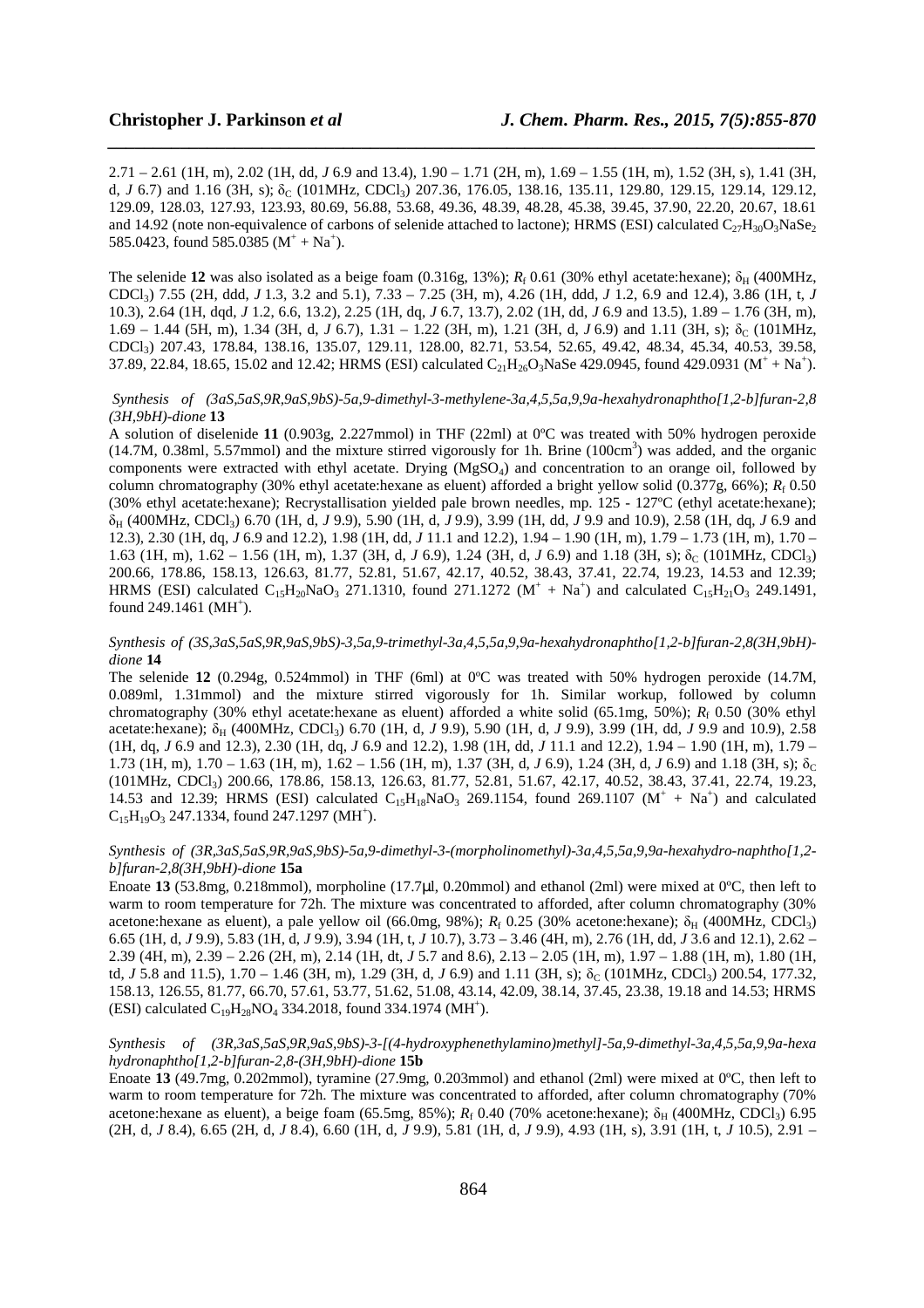2.71 – 2.61 (1H, m), 2.02 (1H, dd, *J* 6.9 and 13.4), 1.90 – 1.71 (2H, m), 1.69 – 1.55 (1H, m), 1.52 (3H, s), 1.41 (3H, d, *J* 6.7) and 1.16 (3H, s); $\delta_C$ (101MHz, $CDCl_3$) 207.36, 176.05, 138.16, 135.11, 129.80, 129.15, 129.14, 129.12, 129.09, 128.03, 127.93, 123.93, 80.69, 56.88, 53.68, 49.36, 48.39, 48.28, 45.38, 39.45, 37.90, 22.20, 20.67, 18.61 and 14.92 (note non-equivalence of carbons of selenide attached to lactone); HRMS (ESI) calculated $C_{27}H_{30}O_3NaSe_2$ 585.0423, found 585.0385 ($M^+ + Na^+$).

The selenide **12** was also isolated as a beige foam (0.316g, 13%); $R_f$ 0.61 (30% ethyl acetate:hexane); $\delta_H$ (400MHz, $CDCl_3$) 7.55 (2H, ddd, *J* 1.3, 3.2 and 5.1), 7.33 – 7.25 (3H, m), 4.26 (1H, ddd, *J* 1.2, 6.9 and 12.4), 3.86 (1H, t, *J* 10.3), 2.64 (1H, dqd, *J* 1.2, 6.6, 13.2), 2.25 (1H, dq, *J* 6.7, 13.7), 2.02 (1H, dd, *J* 6.9 and 13.5), 1.89 – 1.76 (3H, m), 1.69 – 1.44 (5H, m), 1.34 (3H, d, *J* 6.7), 1.31 – 1.22 (3H, m), 1.21 (3H, d, *J* 6.9) and 1.11 (3H, s); $\delta_C$ (101MHz, $CDCl_3$) 207.43, 178.84, 138.16, 135.07, 129.11, 128.00, 82.71, 53.54, 52.65, 49.42, 48.34, 45.34, 40.53, 39.58, 37.89, 22.84, 18.65, 15.02 and 12.42; HRMS (ESI) calculated $C_{21}H_{26}O_3NaSe$ 429.0945, found 429.0931 ($M^+ + Na^+$).

*Synthesis of (3aS,5aS,9R,9aS,9bS)-5a,9-dimethyl-3-methylene-3a,4,5,5a,9,9a-hexahydronaphtho[1,2-b]furan-2,8(3H,9bH)-dione* **13**

A solution of diselenide **11** (0.903g, 2.227mmol) in THF (22ml) at 0ºC was treated with 50% hydrogen peroxide (14.7M, 0.38ml, 5.57mmol) and the mixture stirred vigorously for 1h. Brine (100cm$^3$) was added, and the organic components were extracted with ethyl acetate. Drying ($MgSO_4$) and concentration to an orange oil, followed by column chromatography (30% ethyl acetate:hexane as eluent) afforded a bright yellow solid (0.377g, 66%); $R_f$ 0.50 (30% ethyl acetate:hexane); Recrystallisation yielded pale brown needles, mp. 125 - 127ºC (ethyl acetate:hexane); $\delta_H$ (400MHz, $CDCl_3$) 6.70 (1H, d, *J* 9.9), 5.90 (1H, d, *J* 9.9), 3.99 (1H, dd, *J* 9.9 and 10.9), 2.58 (1H, dq, *J* 6.9 and 12.3), 2.30 (1H, dq, *J* 6.9 and 12.2), 1.98 (1H, dd, *J* 11.1 and 12.2), 1.94 – 1.90 (1H, m), 1.79 – 1.73 (1H, m), 1.70 – 1.63 (1H, m), 1.62 – 1.56 (1H, m), 1.37 (3H, d, *J* 6.9), 1.24 (3H, d, *J* 6.9) and 1.18 (3H, s); $\delta_C$ (101MHz, $CDCl_3$) 200.66, 178.86, 158.13, 126.63, 81.77, 52.81, 51.67, 42.17, 40.52, 38.43, 37.41, 22.74, 19.23, 14.53 and 12.39; HRMS (ESI) calculated $C_{15}H_{20}NaO_3$ 271.1310, found 271.1272 ($M^+ + Na^+$) and calculated $C_{15}H_{21}O_3$ 249.1491, found 249.1461 ($MH^+$).

*Synthesis of (3S,3aS,5aS,9R,9aS,9bS)-3,5a,9-trimethyl-3a,4,5,5a,9,9a-hexahydronaphtho[1,2-b]furan-2,8(3H,9bH)-dione* **14**

The selenide **12** (0.294g, 0.524mmol) in THF (6ml) at 0ºC was treated with 50% hydrogen peroxide (14.7M, 0.089ml, 1.31mmol) and the mixture stirred vigorously for 1h. Similar workup, followed by column chromatography (30% ethyl acetate:hexane as eluent) afforded a white solid (65.1mg, 50%); $R_f$ 0.50 (30% ethyl acetate:hexane); $\delta_H$ (400MHz, $CDCl_3$) 6.70 (1H, d, *J* 9.9), 5.90 (1H, d, *J* 9.9), 3.99 (1H, dd, *J* 9.9 and 10.9), 2.58 (1H, dq, *J* 6.9 and 12.3), 2.30 (1H, dq, *J* 6.9 and 12.2), 1.98 (1H, dd, *J* 11.1 and 12.2), 1.94 – 1.90 (1H, m), 1.79 – 1.73 (1H, m), 1.70 – 1.63 (1H, m), 1.62 – 1.56 (1H, m), 1.37 (3H, d, *J* 6.9), 1.24 (3H, d, *J* 6.9) and 1.18 (3H, s); $\delta_C$ (101MHz, $CDCl_3$) 200.66, 178.86, 158.13, 126.63, 81.77, 52.81, 51.67, 42.17, 40.52, 38.43, 37.41, 22.74, 19.23, 14.53 and 12.39; HRMS (ESI) calculated $C_{15}H_{18}NaO_3$ 269.1154, found 269.1107 ($M^+ + Na^+$) and calculated $C_{15}H_{19}O_3$ 247.1334, found 247.1297 ($MH^+$).

*Synthesis of (3R,3aS,5aS,9R,9aS,9bS)-5a,9-dimethyl-3-(morpholinomethyl)-3a,4,5,5a,9,9a-hexahydro-naphtho[1,2-b]furan-2,8(3H,9bH)-dione* **15a**

Enoate **13** (53.8mg, 0.218mmol), morpholine (17.7μl, 0.20mmol) and ethanol (2ml) were mixed at 0ºC, then left to warm to room temperature for 72h. The mixture was concentrated to afforded, after column chromatography (30% acetone:hexane as eluent), a pale yellow oil (66.0mg, 98%); $R_f$ 0.25 (30% acetone:hexane); $\delta_H$ (400MHz, $CDCl_3$) 6.65 (1H, d, *J* 9.9), 5.83 (1H, d, *J* 9.9), 3.94 (1H, t, *J* 10.7), 3.73 – 3.46 (4H, m), 2.76 (1H, dd, *J* 3.6 and 12.1), 2.62 – 2.39 (4H, m), 2.39 – 2.26 (2H, m), 2.14 (1H, dt, *J* 5.7 and 8.6), 2.13 – 2.05 (1H, m), 1.97 – 1.88 (1H, m), 1.80 (1H, td, *J* 5.8 and 11.5), 1.70 – 1.46 (3H, m), 1.29 (3H, d, *J* 6.9) and 1.11 (3H, s); $\delta_C$ (101MHz, $CDCl_3$) 200.54, 177.32, 158.13, 126.55, 81.77, 66.70, 57.61, 53.77, 51.62, 51.08, 43.14, 42.09, 38.14, 37.45, 23.38, 19.18 and 14.53; HRMS (ESI) calculated $C_{19}H_{28}NO_4$ 334.2018, found 334.1974 ($MH^+$).

*Synthesis of (3R,3aS,5aS,9R,9aS,9bS)-3-[(4-hydroxyphenethylamino)methyl]-5a,9-dimethyl-3a,4,5,5a,9,9a-hexahydronaphtho[1,2-b]furan-2,8-(3H,9bH)-dione* **15b**

Enoate **13** (49.7mg, 0.202mmol), tyramine (27.9mg, 0.203mmol) and ethanol (2ml) were mixed at 0ºC, then left to warm to room temperature for 72h. The mixture was concentrated to afforded, after column chromatography (70% acetone:hexane as eluent), a beige foam (65.5mg, 85%); $R_f$ 0.40 (70% acetone:hexane); $\delta_H$ (400MHz, $CDCl_3$) 6.95 (2H, d, *J* 8.4), 6.65 (2H, d, *J* 8.4), 6.60 (1H, d, *J* 9.9), 5.81 (1H, d, *J* 9.9), 4.93 (1H, s), 3.91 (1H, t, *J* 10.5), 2.91 –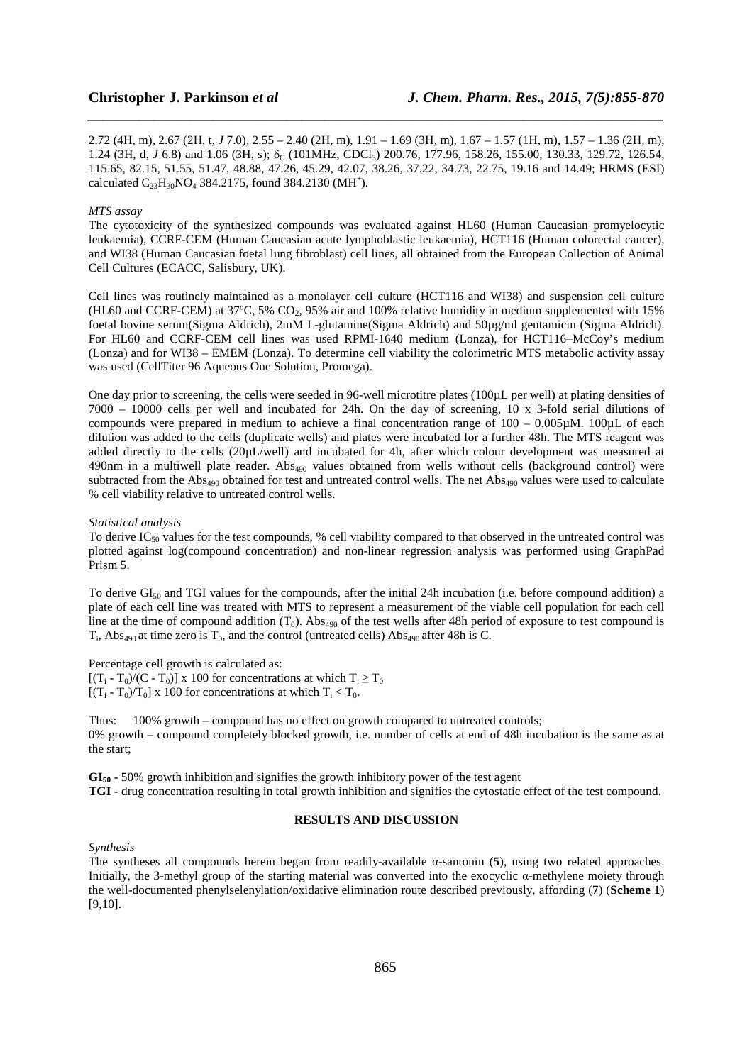2.72 (4H, m), 2.67 (2H, t, *J* 7.0), 2.55 – 2.40 (2H, m), 1.91 – 1.69 (3H, m), 1.67 – 1.57 (1H, m), 1.57 – 1.36 (2H, m), 1.24 (3H, d, *J* 6.8) and 1.06 (3H, s); $\delta_C$ (101MHz, $CDCl_3$) 200.76, 177.96, 158.26, 155.00, 130.33, 129.72, 126.54, 115.65, 82.15, 51.55, 51.47, 48.88, 47.26, 45.29, 42.07, 38.26, 37.22, 34.73, 22.75, 19.16 and 14.49; HRMS (ESI) calculated $C_{23}H_{30}NO_4$ 384.2175, found 384.2130 ($MH^+$).

*MTS assay*

The cytotoxicity of the synthesized compounds was evaluated against HL60 (Human Caucasian promyelocytic leukaemia), CCRF-CEM (Human Caucasian acute lymphoblastic leukaemia), HCT116 (Human colorectal cancer), and WI38 (Human Caucasian foetal lung fibroblast) cell lines, all obtained from the European Collection of Animal Cell Cultures (ECACC, Salisbury, UK).

Cell lines was routinely maintained as a monolayer cell culture (HCT116 and WI38) and suspension cell culture (HL60 and CCRF-CEM) at 37ºC, 5% $CO_2$, 95% air and 100% relative humidity in medium supplemented with 15% foetal bovine serum(Sigma Aldrich), 2mM L-glutamine(Sigma Aldrich) and 50µg/ml gentamicin (Sigma Aldrich). For HL60 and CCRF-CEM cell lines was used RPMI-1640 medium (Lonza), for HCT116–McCoy's medium (Lonza) and for WI38 – EMEM (Lonza). To determine cell viability the colorimetric MTS metabolic activity assay was used (CellTiter 96 Aqueous One Solution, Promega).

One day prior to screening, the cells were seeded in 96-well microtitre plates (100µL per well) at plating densities of 7000 – 10000 cells per well and incubated for 24h. On the day of screening, 10 x 3-fold serial dilutions of compounds were prepared in medium to achieve a final concentration range of 100 – 0.005µM. 100µL of each dilution was added to the cells (duplicate wells) and plates were incubated for a further 48h. The MTS reagent was added directly to the cells (20µL/well) and incubated for 4h, after which colour development was measured at 490nm in a multiwell plate reader. $Abs_{490}$ values obtained from wells without cells (background control) were subtracted from the $Abs_{490}$ obtained for test and untreated control wells. The net $Abs_{490}$ values were used to calculate % cell viability relative to untreated control wells.

*Statistical analysis*

To derive $IC_{50}$ values for the test compounds, % cell viability compared to that observed in the untreated control was plotted against log(compound concentration) and non-linear regression analysis was performed using GraphPad Prism 5.

To derive $GI_{50}$ and TGI values for the compounds, after the initial 24h incubation (i.e. before compound addition) a plate of each cell line was treated with MTS to represent a measurement of the viable cell population for each cell line at the time of compound addition ($T_0$). $Abs_{490}$ of the test wells after 48h period of exposure to test compound is $T_i$, $Abs_{490}$ at time zero is $T_0$, and the control (untreated cells) $Abs_{490}$ after 48h is C.

Percentage cell growth is calculated as:

$[(T_i - T_0)/(C - T_0)] \times 100$ for concentrations at which $T_i \geq T_0$

$[(T_i - T_0)/T_0] \times 100$ for concentrations at which $T_i < T_0$.

Thus: 100% growth – compound has no effect on growth compared to untreated controls;
0% growth – compound completely blocked growth, i.e. number of cells at end of 48h incubation is the same as at the start;

**$GI_{50}$** - 50% growth inhibition and signifies the growth inhibitory power of the test agent
**TGI** - drug concentration resulting in total growth inhibition and signifies the cytostatic effect of the test compound.

## RESULTS AND DISCUSSION

*Synthesis*

The syntheses all compounds herein began from readily-available α-santonin (**5**), using two related approaches. Initially, the 3-methyl group of the starting material was converted into the exocyclic α-methylene moiety through the well-documented phenylselenylation/oxidative elimination route described previously, affording (**7**) (**Scheme 1**) [9,10].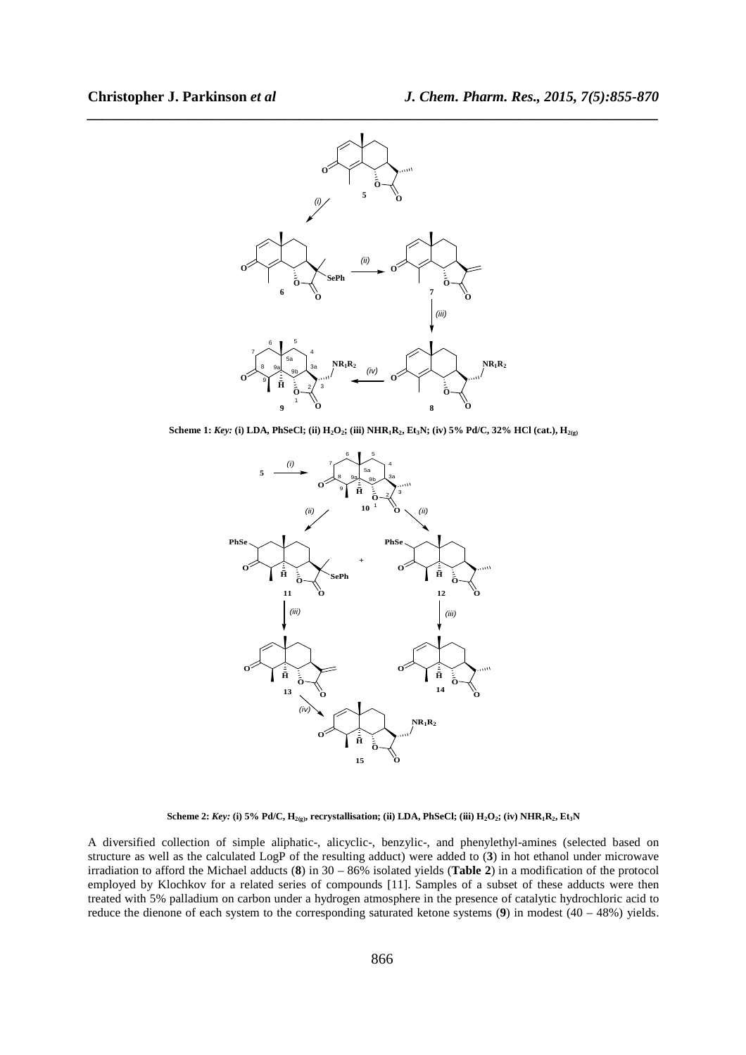**Scheme 1:** *Key:* **(i) LDA, PhSeCl; (ii) $H_2O_2$; (iii) $NHR_1R_2$, $Et_3N$; (iv) 5% Pd/C, 32% HCl (cat.), $H_{2(g)}$**

**Scheme 2:** *Key:* **(i) 5% Pd/C, $H_{2(g)}$, recrystallisation; (ii) LDA, PhSeCl; (iii) $H_2O_2$; (iv) $NHR_1R_2$, $Et_3N$**

A diversified collection of simple aliphatic-, alicyclic-, benzylic-, and phenylethyl-amines (selected based on structure as well as the calculated LogP of the resulting adduct) were added to (**3**) in hot ethanol under microwave irradiation to afford the Michael adducts (**8**) in 30 – 86% isolated yields (**Table 2**) in a modification of the protocol employed by Klochkov for a related series of compounds [11]. Samples of a subset of these adducts were then treated with 5% palladium on carbon under a hydrogen atmosphere in the presence of catalytic hydrochloric acid to reduce the dienone of each system to the corresponding saturated ketone systems (**9**) in modest (40 – 48%) yields.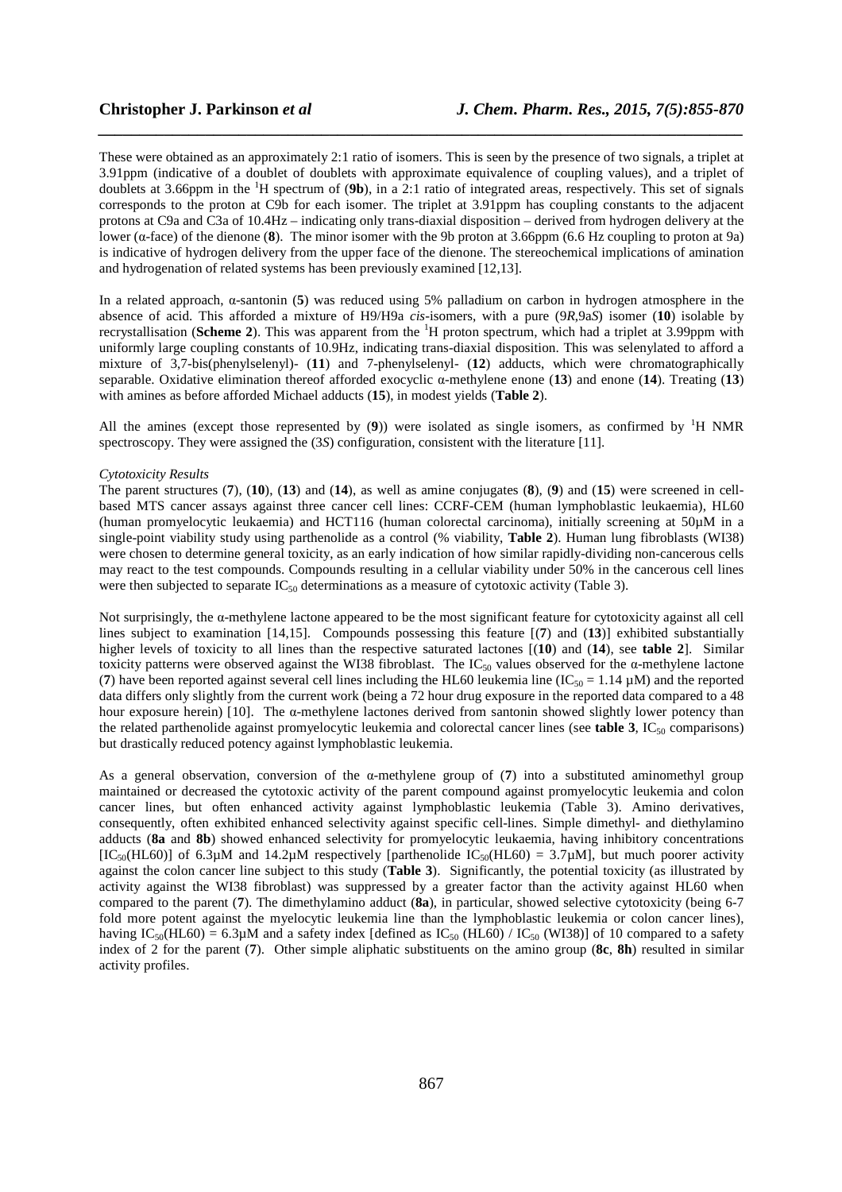These were obtained as an approximately 2:1 ratio of isomers. This is seen by the presence of two signals, a triplet at 3.91ppm (indicative of a doublet of doublets with approximate equivalence of coupling values), and a triplet of doublets at 3.66ppm in the $^{1}H$ spectrum of (**9b**), in a 2:1 ratio of integrated areas, respectively. This set of signals corresponds to the proton at C9b for each isomer. The triplet at 3.91ppm has coupling constants to the adjacent protons at C9a and C3a of 10.4Hz – indicating only trans-diaxial disposition – derived from hydrogen delivery at the lower (α-face) of the dienone (**8**). The minor isomer with the 9b proton at 3.66ppm (6.6 Hz coupling to proton at 9a) is indicative of hydrogen delivery from the upper face of the dienone. The stereochemical implications of amination and hydrogenation of related systems has been previously examined [12,13].

In a related approach, α-santonin (**5**) was reduced using 5% palladium on carbon in hydrogen atmosphere in the absence of acid. This afforded a mixture of H9/H9a *cis*-isomers, with a pure (9*R*,9a*S*) isomer (**10**) isolable by recrystallisation (**Scheme 2**). This was apparent from the $^{1}H$ proton spectrum, which had a triplet at 3.99ppm with uniformly large coupling constants of 10.9Hz, indicating trans-diaxial disposition. This was selenylated to afford a mixture of 3,7-bis(phenylselenyl)- (**11**) and 7-phenylselenyl- (**12**) adducts, which were chromatographically separable. Oxidative elimination thereof afforded exocyclic α-methylene enone (**13**) and enone (**14**). Treating (**13**) with amines as before afforded Michael adducts (**15**), in modest yields (**Table 2**).

All the amines (except those represented by (**9**)) were isolated as single isomers, as confirmed by $^{1}H$ NMR spectroscopy. They were assigned the (3*S*) configuration, consistent with the literature [11].

*Cytotoxicity Results*

The parent structures (**7**), (**10**), (**13**) and (**14**), as well as amine conjugates (**8**), (**9**) and (**15**) were screened in cell-based MTS cancer assays against three cancer cell lines: CCRF-CEM (human lymphoblastic leukaemia), HL60 (human promyelocytic leukaemia) and HCT116 (human colorectal carcinoma), initially screening at 50μM in a single-point viability study using parthenolide as a control (% viability, **Table 2**). Human lung fibroblasts (WI38) were chosen to determine general toxicity, as an early indication of how similar rapidly-dividing non-cancerous cells may react to the test compounds. Compounds resulting in a cellular viability under 50% in the cancerous cell lines were then subjected to separate $IC_{50}$ determinations as a measure of cytotoxic activity (Table 3).

Not surprisingly, the α-methylene lactone appeared to be the most significant feature for cytotoxicity against all cell lines subject to examination [14,15]. Compounds possessing this feature [(**7**) and (**13**)] exhibited substantially higher levels of toxicity to all lines than the respective saturated lactones [(**10**) and (**14**), see **table 2**]. Similar toxicity patterns were observed against the WI38 fibroblast. The $IC_{50}$ values observed for the α-methylene lactone (**7**) have been reported against several cell lines including the HL60 leukemia line ($IC_{50}$ = 1.14 μM) and the reported data differs only slightly from the current work (being a 72 hour drug exposure in the reported data compared to a 48 hour exposure herein) [10]. The α-methylene lactones derived from santonin showed slightly lower potency than the related parthenolide against promyelocytic leukemia and colorectal cancer lines (see **table 3**, $IC_{50}$ comparisons) but drastically reduced potency against lymphoblastic leukemia.

As a general observation, conversion of the α-methylene group of (**7**) into a substituted aminomethyl group maintained or decreased the cytotoxic activity of the parent compound against promyelocytic leukemia and colon cancer lines, but often enhanced activity against lymphoblastic leukemia (Table 3). Amino derivatives, consequently, often exhibited enhanced selectivity against specific cell-lines. Simple dimethyl- and diethylamino adducts (**8a** and **8b**) showed enhanced selectivity for promyelocytic leukaemia, having inhibitory concentrations [$IC_{50}$(HL60)] of 6.3μM and 14.2μM respectively [parthenolide $IC_{50}$(HL60) = 3.7μM], but much poorer activity against the colon cancer line subject to this study (**Table 3**). Significantly, the potential toxicity (as illustrated by activity against the WI38 fibroblast) was suppressed by a greater factor than the activity against HL60 when compared to the parent (**7**). The dimethylamino adduct (**8a**), in particular, showed selective cytotoxicity (being 6-7 fold more potent against the myelocytic leukemia line than the lymphoblastic leukemia or colon cancer lines), having $IC_{50}$(HL60) = 6.3μM and a safety index [defined as $IC_{50}$ (HL60) / $IC_{50}$ (WI38)] of 10 compared to a safety index of 2 for the parent (**7**). Other simple aliphatic substituents on the amino group (**8c**, **8h**) resulted in similar activity profiles.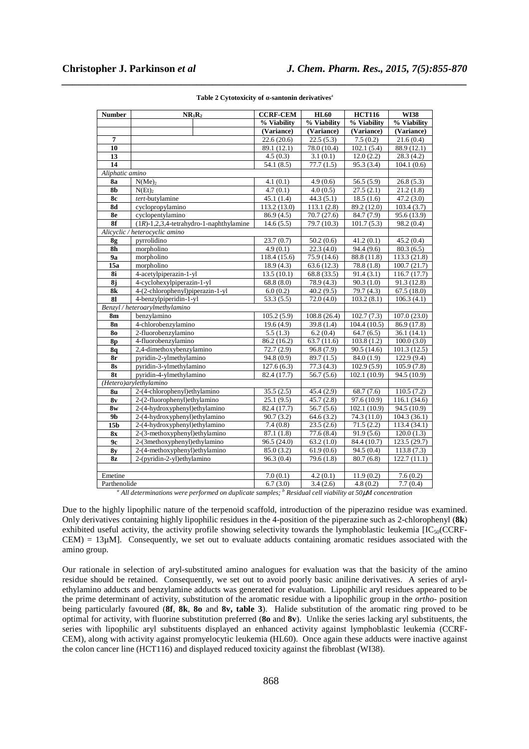**Table 2 Cytotoxicity of α-santonin derivatives[a]**

| Number | $NR_1R_2$ | CCRF-CEM | HL60 | HCT116 | WI38 |
|---|---|---|---|---|---|
| | | % Viability | % Viability | % Viability | % Viability |
| | | (Variance) | (Variance) | (Variance) | (Variance) |
| **7** | | 22.6 (20.6) | 22.5 (5.3) | 7.5 (0.2) | 21.6 (0.4) |
| **10** | | 89.1 (12.1) | 78.0 (10.4) | 102.1 (5.4) | 88.9 (12.1) |
| **13** | | 4.5 (0.3) | 3.1 (0.1) | 12.0 (2.2) | 28.3 (4.2) |
| **14** | | 54.1 (8.5) | 77.7 (1.5) | 95.3 (3.4) | 104.1 (0.6) |
| *Aliphatic amino* | | | | | |
| **8a** | $N(Me)_2$ | 4.1 (0.1) | 4.9 (0.6) | 56.5 (5.9) | 26.8 (5.3) |
| **8b** | $N(Et)_2$ | 4.7 (0.1) | 4.0 (0.5) | 27.5 (2.1) | 21.2 (1.8) |
| **8c** | *tert*-butylamine | 45.1 (1.4) | 44.3 (5.1) | 18.5 (1.6) | 47.2 (3.0) |
| **8d** | cyclopropylamino | 113.2 (13.0) | 113.1 (2.8) | 89.2 (12.0) | 103.4 (3.7) |
| **8e** | cyclopentylamino | 86.9 (4.5) | 70.7 (27.6) | 84.7 (7.9) | 95.6 (13.9) |
| **8f** | (1*R*)-1,2,3,4-tetrahydro-1-naphthylamine | 14.6 (5.5) | 79.7 (10.3) | 101.7 (5.3) | 98.2 (0.4) |
| *Alicyclic / heterocyclic amino* | | | | | |
| **8g** | pyrrolidino | 23.7 (0.7) | 50.2 (0.6) | 41.2 (0.1) | 45.2 (0.4) |
| **8h** | morpholino | 4.9 (0.1) | 22.3 (4.0) | 94.4 (9.6) | 80.3 (6.5) |
| **9a** | morpholino | 118.4 (15.6) | 75.9 (14.6) | 88.8 (11.8) | 113.3 (21.8) |
| **15a** | morpholino | 18.9 (4.3) | 63.6 (12.3) | 78.8 (1.8) | 100.7 (21.7) |
| **8i** | 4-acetylpiperazin-1-yl | 13.5 (10.1) | 68.8 (33.5) | 91.4 (3.1) | 116.7 (17.7) |
| **8j** | 4-cyclohexylpiperazin-1-yl | 68.8 (8.0) | 78.9 (4.3) | 90.3 (1.0) | 91.3 (12.8) |
| **8k** | 4-(2-chlorophenyl)piperazin-1-yl | 6.0 (0.2) | 40.2 (9.5) | 79.7 (4.3) | 67.5 (18.0) |
| **8l** | 4-benzylpiperidin-1-yl | 53.3 (5.5) | 72.0 (4.0) | 103.2 (8.1) | 106.3 (4.1) |
| *Benzyl / heteroarylmethylamino* | | | | | |
| **8m** | benzylamino | 105.2 (5.9) | 108.8 (26.4) | 102.7 (7.3) | 107.0 (23.0) |
| **8n** | 4-chlorobenzylamino | 19.6 (4.9) | 39.8 (1.4) | 104.4 (10.5) | 86.9 (17.8) |
| **8o** | 2-fluorobenzylamino | 5.5 (1.3) | 6.2 (0.4) | 64.7 (6.5) | 36.1 (14.1) |
| **8p** | 4-fluorobenzylamino | 86.2 (16.2) | 63.7 (11.6) | 103.8 (1.2) | 100.0 (3.0) |
| **8q** | 2,4-dimethoxybenzylamino | 72.7 (2.9) | 96.8 (7.9) | 90.5 (14.6) | 101.3 (12.5) |
| **8r** | pyridin-2-ylmethylamino | 94.8 (0.9) | 89.7 (1.5) | 84.0 (1.9) | 122.9 (9.4) |
| **8s** | pyridin-3-ylmethylamino | 127.6 (6.3) | 77.3 (4.3) | 102.9 (5.9) | 105.9 (7.8) |
| **8t** | pyridin-4-ylmethylamino | 82.4 (17.7) | 56.7 (5.6) | 102.1 (10.9) | 94.5 (10.9) |
| *(Hetero)arylethylamino* | | | | | |
| **8u** | 2-(4-chlorophenyl)ethylamino | 35.5 (2.5) | 45.4 (2.9) | 68.7 (7.6) | 110.5 (7.2) |
| **8v** | 2-(2-fluorophenyl)ethylamino | 25.1 (9.5) | 45.7 (2.8) | 97.6 (10.9) | 116.1 (34.6) |
| **8w** | 2-(4-hydroxyphenyl)ethylamino | 82.4 (17.7) | 56.7 (5.6) | 102.1 (10.9) | 94.5 (10.9) |
| **9b** | 2-(4-hydroxyphenyl)ethylamino | 90.7 (3.2) | 64.6 (3.2) | 74.3 (11.0) | 104.3 (36.1) |
| **15b** | 2-(4-hydroxyphenyl)ethylamino | 7.4 (0.8) | 23.5 (2.6) | 71.5 (2.2) | 113.4 (34.1) |
| **8x** | 2-(3-methoxyphenyl)ethylamino | 87.1 (1.8) | 77.6 (8.4) | 91.9 (5.6) | 120.0 (1.3) |
| **9c** | 2-(3methoxyphenyl)ethylamino | 96.5 (24.0) | 63.2 (1.0) | 84.4 (10.7) | 123.5 (29.7) |
| **8y** | 2-(4-methoxyphenyl)ethylamino | 85.0 (3.2) | 61.9 (0.6) | 94.5 (0.4) | 113.8 (7.3) |
| **8z** | 2-(pyridin-2-yl)ethylamino | 96.3 (0.4) | 79.6 (1.8) | 80.7 (6.8) | 122.7 (11.1) |
| Emetine | | 7.0 (0.1) | 4.2 (0.1) | 11.9 (0.2) | 7.6 (0.2) |
| Parthenolide | | 6.7 (3.0) | 3.4 (2.6) | 4.8 (0.2) | 7.7 (0.4) |

*[a] All determinations were performed on duplicate samples; [b] Residual cell viability at 50μM concentration*

Due to the highly lipophilic nature of the terpenoid scaffold, introduction of the piperazino residue was examined. Only derivatives containing highly lipophilic residues in the 4-position of the piperazine such as 2-chlorophenyl (**8k**) exhibited useful activity, the activity profile showing selectivity towards the lymphoblastic leukemia [$IC_{50}$(CCRF-CEM) = 13μM]. Consequently, we set out to evaluate adducts containing aromatic residues associated with the amino group.

Our rationale in selection of aryl-substituted amino analogues for evaluation was that the basicity of the amino residue should be retained. Consequently, we set out to avoid poorly basic aniline derivatives. A series of aryl-ethylamino adducts and benzylamine adducts was generated for evaluation. Lipophilic aryl residues appeared to be the prime determinant of activity, substitution of the aromatic residue with a lipophilic group in the *ortho*- position being particularly favoured (**8f**, **8k**, **8o** and **8v, table 3**). Halide substitution of the aromatic ring proved to be optimal for activity, with fluorine substitution preferred (**8o** and **8v**). Unlike the series lacking aryl substituents, the series with lipophilic aryl substituents displayed an enhanced activity against lymphoblastic leukemia (CCRF-CEM), along with activity against promyelocytic leukemia (HL60). Once again these adducts were inactive against the colon cancer line (HCT116) and displayed reduced toxicity against the fibroblast (WI38).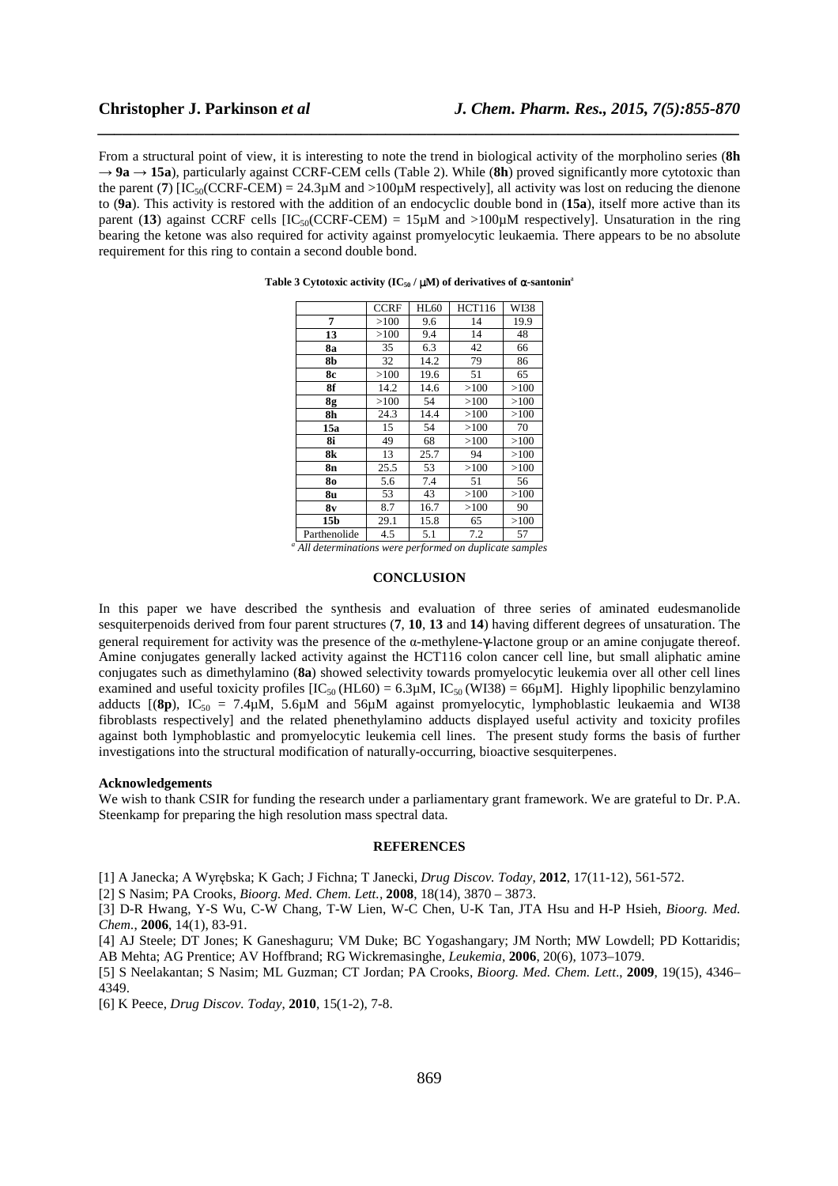From a structural point of view, it is interesting to note the trend in biological activity of the morpholino series (**8h** → **9a** → **15a**), particularly against CCRF-CEM cells (Table 2). While (**8h**) proved significantly more cytotoxic than the parent (**7**) [$IC_{50}$(CCRF-CEM) = 24.3µM and >100µM respectively], all activity was lost on reducing the dienone to (**9a**). This activity is restored with the addition of an endocyclic double bond in (**15a**), itself more active than its parent (**13**) against CCRF cells [$IC_{50}$(CCRF-CEM) = 15µM and >100µM respectively]. Unsaturation in the ring bearing the ketone was also required for activity against promyelocytic leukaemia. There appears to be no absolute requirement for this ring to contain a second double bond.

**Table 3 Cytotoxic activity ($IC_{50}$ / µM) of derivatives of α-santonin[a]**

| | CCRF | HL60 | HCT116 | WI38 |
|---|---|---|---|---|
| **7** | >100 | 9.6 | 14 | 19.9 |
| **13** | >100 | 9.4 | 14 | 48 |
| **8a** | 35 | 6.3 | 42 | 66 |
| **8b** | 32 | 14.2 | 79 | 86 |
| **8c** | >100 | 19.6 | 51 | 65 |
| **8f** | 14.2 | 14.6 | >100 | >100 |
| **8g** | >100 | 54 | >100 | >100 |
| **8h** | 24.3 | 14.4 | >100 | >100 |
| **15a** | 15 | 54 | >100 | 70 |
| **8i** | 49 | 68 | >100 | >100 |
| **8k** | 13 | 25.7 | 94 | >100 |
| **8n** | 25.5 | 53 | >100 | >100 |
| **8o** | 5.6 | 7.4 | 51 | 56 |
| **8u** | 53 | 43 | >100 | >100 |
| **8v** | 8.7 | 16.7 | >100 | 90 |
| **15b** | 29.1 | 15.8 | 65 | >100 |
| Parthenolide | 4.5 | 5.1 | 7.2 | 57 |

[a] *All determinations were performed on duplicate samples*

## CONCLUSION

In this paper we have described the synthesis and evaluation of three series of aminated eudesmanolide sesquiterpenoids derived from four parent structures (**7**, **10**, **13** and **14**) having different degrees of unsaturation. The general requirement for activity was the presence of the α-methylene-γ-lactone group or an amine conjugate thereof. Amine conjugates generally lacked activity against the HCT116 colon cancer cell line, but small aliphatic amine conjugates such as dimethylamino (**8a**) showed selectivity towards promyelocytic leukemia over all other cell lines examined and useful toxicity profiles [$IC_{50}$ (HL60) = 6.3µM, $IC_{50}$ (WI38) = 66µM]. Highly lipophilic benzylamino adducts [(**8p**), $IC_{50}$ = 7.4µM, 5.6µM and 56µM against promyelocytic, lymphoblastic leukaemia and WI38 fibroblasts respectively] and the related phenethylamino adducts displayed useful activity and toxicity profiles against both lymphoblastic and promyelocytic leukemia cell lines. The present study forms the basis of further investigations into the structural modification of naturally-occurring, bioactive sesquiterpenes.

### Acknowledgements

We wish to thank CSIR for funding the research under a parliamentary grant framework. We are grateful to Dr. P.A. Steenkamp for preparing the high resolution mass spectral data.

## REFERENCES

[1] A Janecka; A Wyrębska; K Gach; J Fichna; T Janecki, *Drug Discov. Today*, **2012**, 17(11-12), 561-572.

[2] S Nasim; PA Crooks, *Bioorg. Med. Chem. Lett.*, **2008**, 18(14), 3870 – 3873.

[3] D-R Hwang, Y-S Wu, C-W Chang, T-W Lien, W-C Chen, U-K Tan, JTA Hsu and H-P Hsieh, *Bioorg. Med. Chem.*, **2006**, 14(1), 83-91.

[4] AJ Steele; DT Jones; K Ganeshaguru; VM Duke; BC Yogashangary; JM North; MW Lowdell; PD Kottaridis; AB Mehta; AG Prentice; AV Hoffbrand; RG Wickremasinghe, *Leukemia*, **2006**, 20(6), 1073–1079.

[5] S Neelakantan; S Nasim; ML Guzman; CT Jordan; PA Crooks, *Bioorg. Med. Chem. Lett.*, **2009**, 19(15), 4346–4349.

[6] K Peece, *Drug Discov. Today*, **2010**, 15(1-2), 7-8.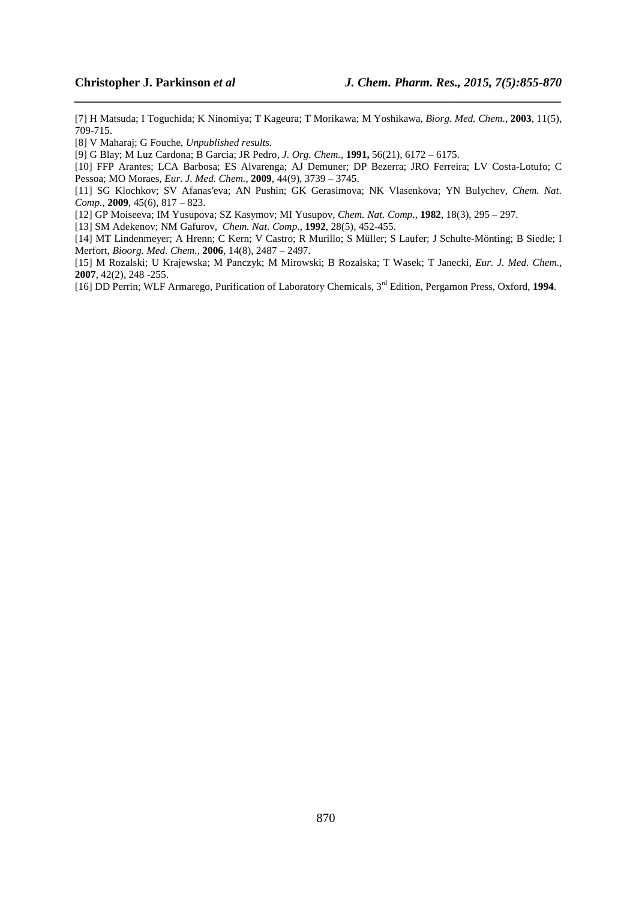[7] H Matsuda; I Toguchida; K Ninomiya; T Kageura; T Morikawa; M Yoshikawa, *Biorg. Med. Chem.*, **2003**, 11(5), 709-715.

[8] V Maharaj; G Fouche, *Unpublished results.*

[9] G Blay; M Luz Cardona; B Garcia; JR Pedro, *J. Org. Chem.*, **1991,** 56(21), 6172 – 6175.

[10] FFP Arantes; LCA Barbosa; ES Alvarenga; AJ Demuner; DP Bezerra; JRO Ferreira; LV Costa-Lotufo; C Pessoa; MO Moraes, *Eur. J. Med. Chem.*, **2009**, 44(9), 3739 – 3745.

[11] SG Klochkov; SV Afanas′eva; AN Pushin; GK Gerasimova; NK Vlasenkova; YN Bulychev, *Chem. Nat. Comp.*, **2009**, 45(6), 817 – 823.

[12] GP Moiseeva; IM Yusupova; SZ Kasymov; MI Yusupov, *Chem. Nat. Comp.*, **1982**, 18(3), 295 – 297.

[13] SM Adekenov; NM Gafurov, *Chem. Nat. Comp.*, **1992**, 28(5), 452-455.

[14] MT Lindenmeyer; A Hrenn; C Kern; V Castro; R Murillo; S Müller; S Laufer; J Schulte-Mönting; B Siedle; I Merfort, *Bioorg. Med. Chem.*, **2006**, 14(8), 2487 – 2497.

[15] M Rozalski; U Krajewska; M Panczyk; M Mirowski; B Rozalska; T Wasek; T Janecki, *Eur. J. Med. Chem.*, **2007**, 42(2), 248 -255.

[16] DD Perrin; WLF Armarego, Purification of Laboratory Chemicals, 3rd Edition, Pergamon Press, Oxford, **1994**.